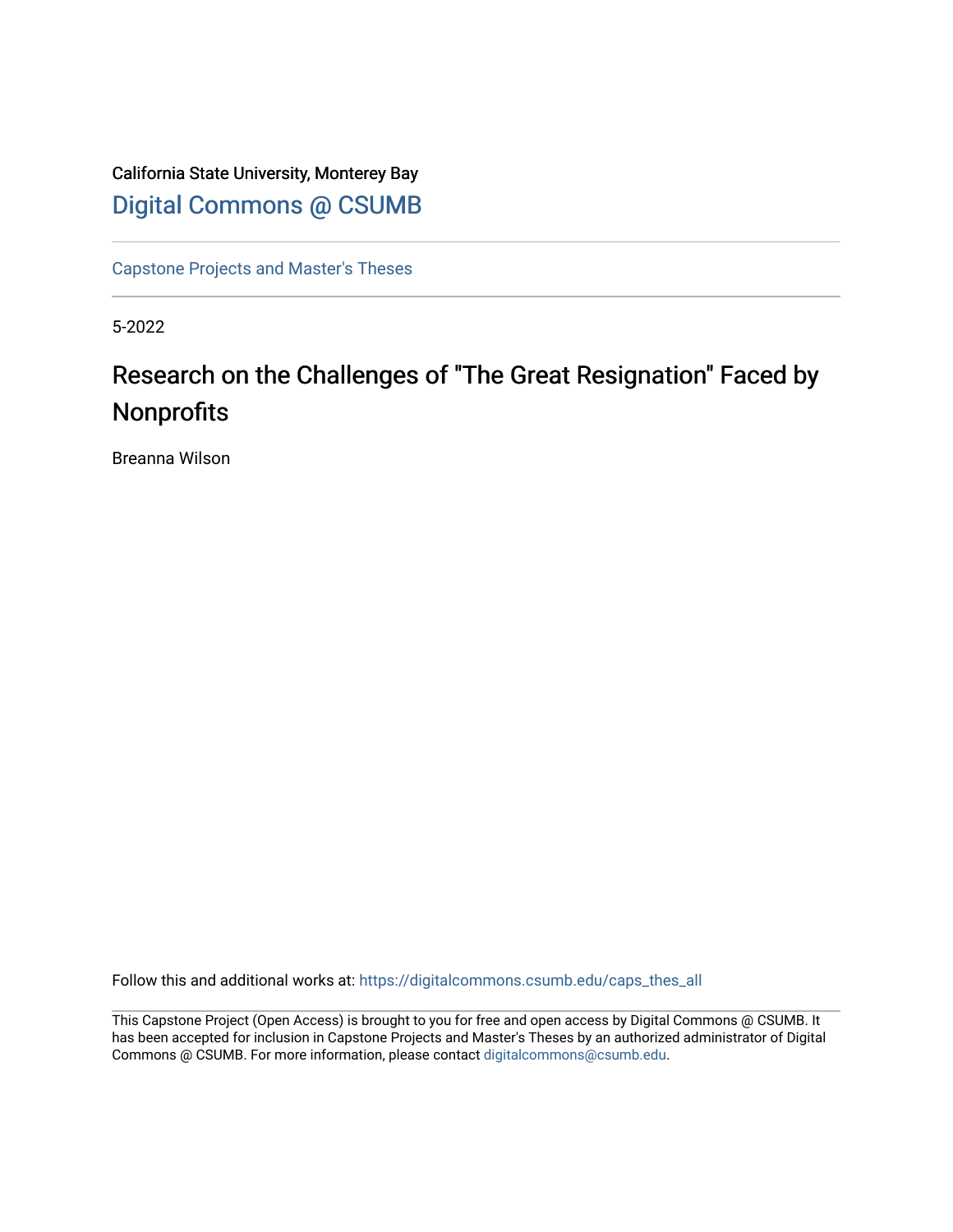California State University, Monterey Bay

Digital Commons @ CSUMB

---

Capstone Projects and Master's Theses

---

5-2022

# Research on the Challenges of "The Great Resignation" Faced by Nonprofits

Breanna Wilson

Follow this and additional works at: https://digitalcommons.csumb.edu/caps_thes_all

---

This Capstone Project (Open Access) is brought to you for free and open access by Digital Commons @ CSUMB. It has been accepted for inclusion in Capstone Projects and Master's Theses by an authorized administrator of Digital Commons @ CSUMB. For more information, please contact digitalcommons@csumb.edu.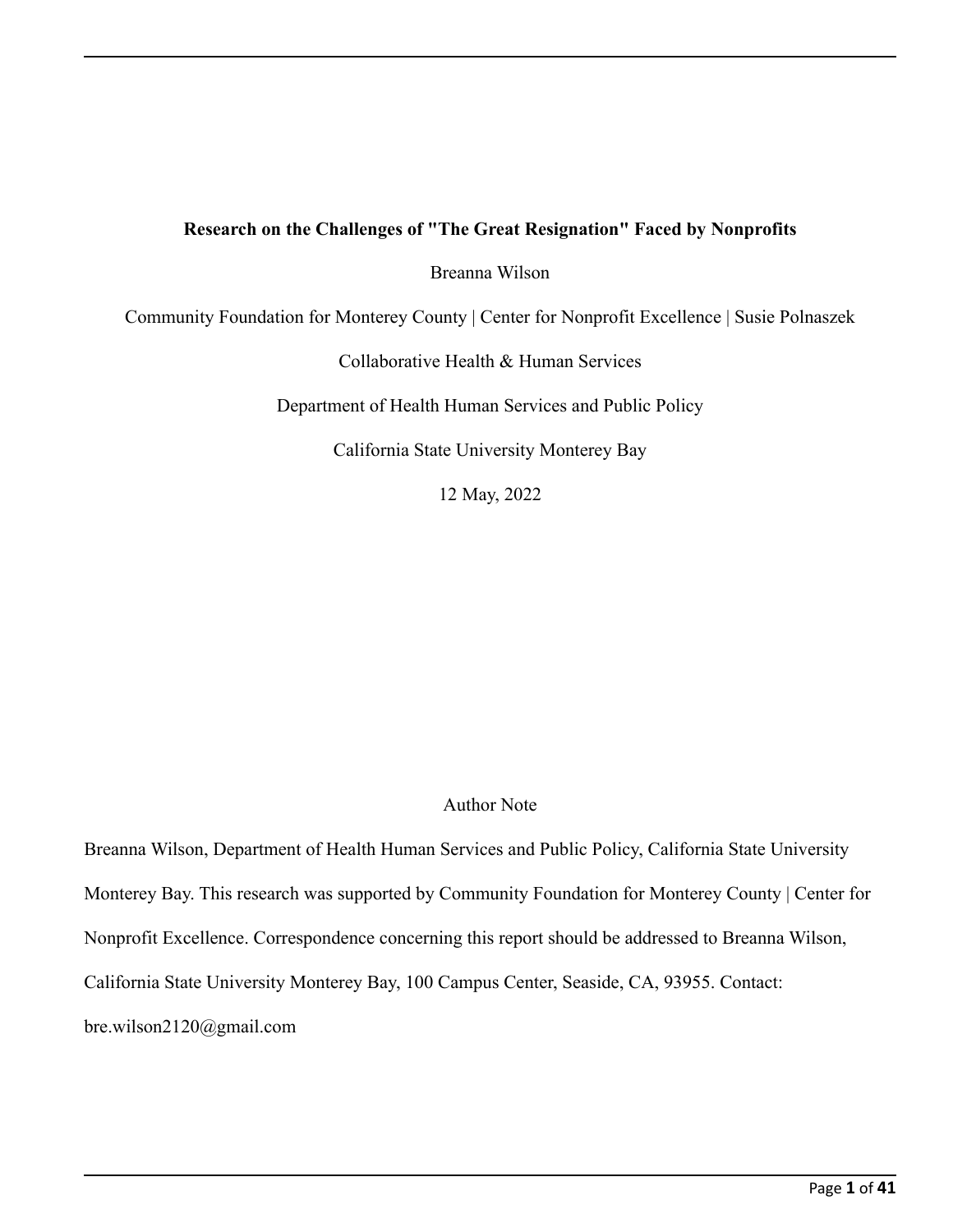**Research on the Challenges of "The Great Resignation" Faced by Nonprofits**

Breanna Wilson

Community Foundation for Monterey County | Center for Nonprofit Excellence | Susie Polnaszek

Collaborative Health & Human Services

Department of Health Human Services and Public Policy

California State University Monterey Bay

12 May, 2022

Author Note

Breanna Wilson, Department of Health Human Services and Public Policy, California State University Monterey Bay. This research was supported by Community Foundation for Monterey County | Center for Nonprofit Excellence. Correspondence concerning this report should be addressed to Breanna Wilson, California State University Monterey Bay, 100 Campus Center, Seaside, CA, 93955. Contact: bre.wilson2120@gmail.com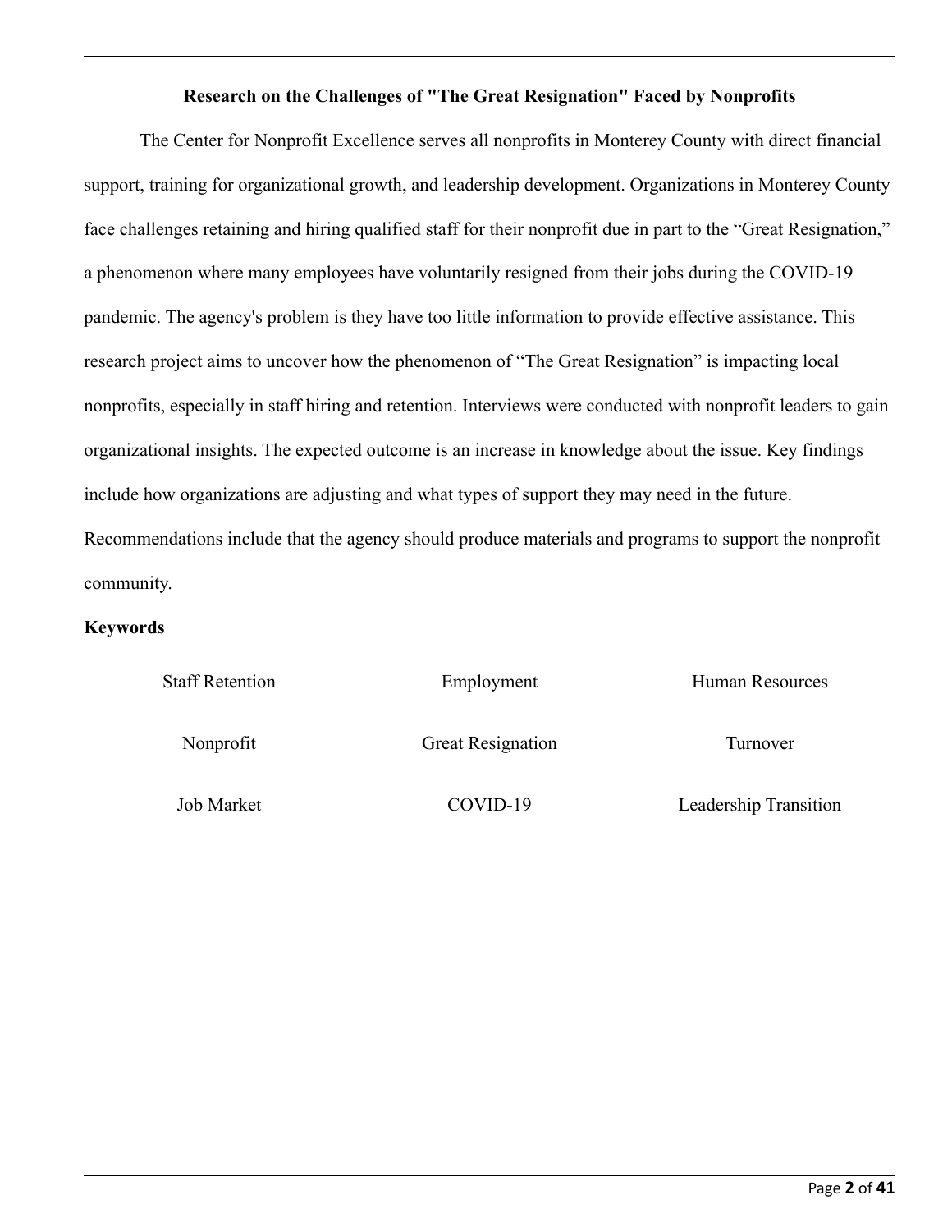## Research on the Challenges of "The Great Resignation" Faced by Nonprofits

The Center for Nonprofit Excellence serves all nonprofits in Monterey County with direct financial support, training for organizational growth, and leadership development. Organizations in Monterey County face challenges retaining and hiring qualified staff for their nonprofit due in part to the "Great Resignation," a phenomenon where many employees have voluntarily resigned from their jobs during the COVID-19 pandemic. The agency's problem is they have too little information to provide effective assistance. This research project aims to uncover how the phenomenon of "The Great Resignation" is impacting local nonprofits, especially in staff hiring and retention. Interviews were conducted with nonprofit leaders to gain organizational insights. The expected outcome is an increase in knowledge about the issue. Key findings include how organizations are adjusting and what types of support they may need in the future. Recommendations include that the agency should produce materials and programs to support the nonprofit community.

**Keywords**

| | | |
|---|---|---|
| Staff Retention | Employment | Human Resources |
| Nonprofit | Great Resignation | Turnover |
| Job Market | COVID-19 | Leadership Transition |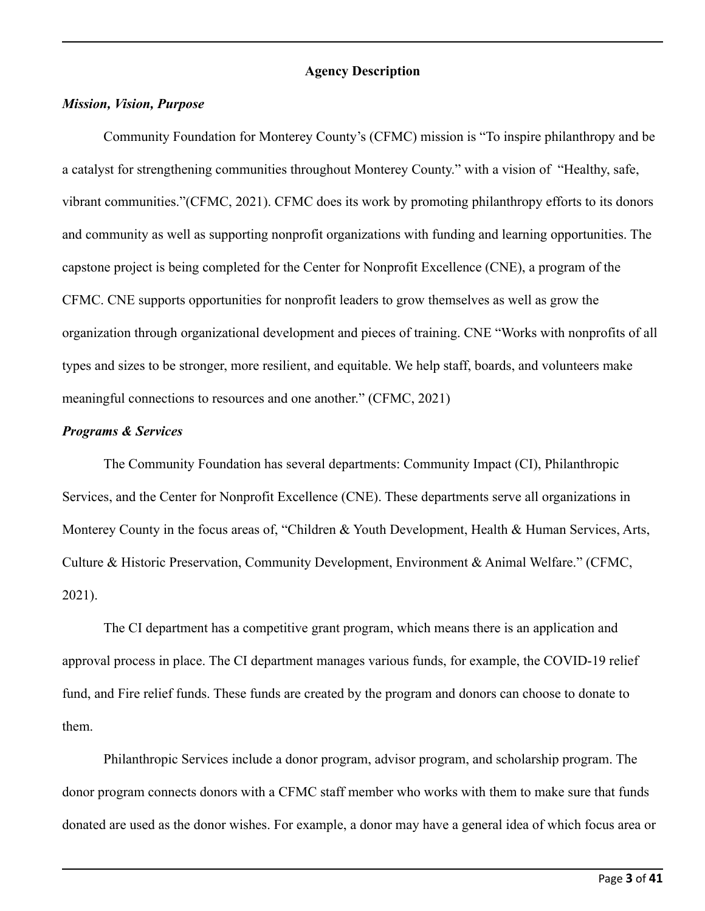## Agency Description

### *Mission, Vision, Purpose*

Community Foundation for Monterey County's (CFMC) mission is "To inspire philanthropy and be a catalyst for strengthening communities throughout Monterey County." with a vision of "Healthy, safe, vibrant communities."(CFMC, 2021). CFMC does its work by promoting philanthropy efforts to its donors and community as well as supporting nonprofit organizations with funding and learning opportunities. The capstone project is being completed for the Center for Nonprofit Excellence (CNE), a program of the CFMC. CNE supports opportunities for nonprofit leaders to grow themselves as well as grow the organization through organizational development and pieces of training. CNE "Works with nonprofits of all types and sizes to be stronger, more resilient, and equitable. We help staff, boards, and volunteers make meaningful connections to resources and one another." (CFMC, 2021)

### *Programs & Services*

The Community Foundation has several departments: Community Impact (CI), Philanthropic Services, and the Center for Nonprofit Excellence (CNE). These departments serve all organizations in Monterey County in the focus areas of, "Children & Youth Development, Health & Human Services, Arts, Culture & Historic Preservation, Community Development, Environment & Animal Welfare." (CFMC, 2021).

The CI department has a competitive grant program, which means there is an application and approval process in place. The CI department manages various funds, for example, the COVID-19 relief fund, and Fire relief funds. These funds are created by the program and donors can choose to donate to them.

Philanthropic Services include a donor program, advisor program, and scholarship program. The donor program connects donors with a CFMC staff member who works with them to make sure that funds donated are used as the donor wishes. For example, a donor may have a general idea of which focus area or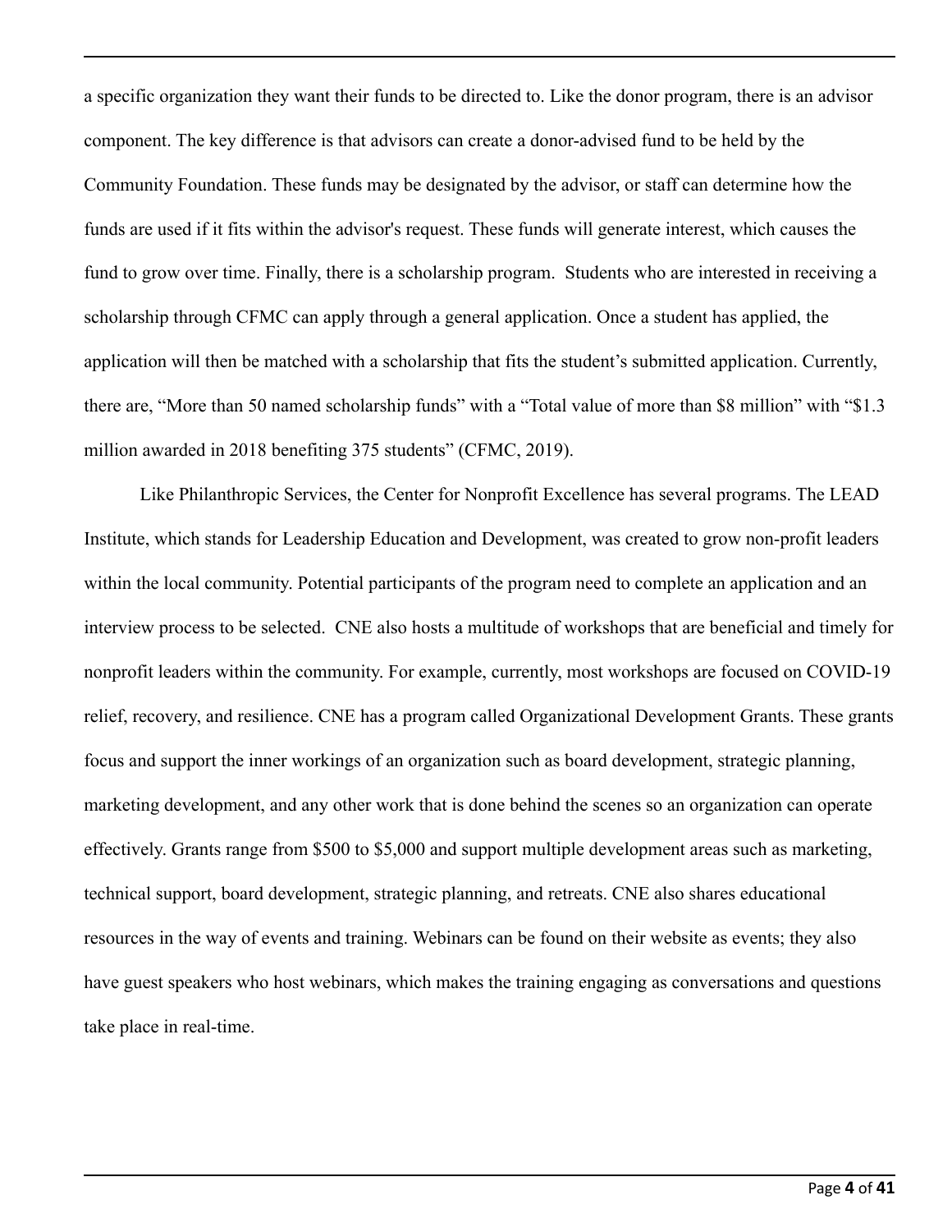a specific organization they want their funds to be directed to. Like the donor program, there is an advisor component. The key difference is that advisors can create a donor-advised fund to be held by the Community Foundation. These funds may be designated by the advisor, or staff can determine how the funds are used if it fits within the advisor's request. These funds will generate interest, which causes the fund to grow over time. Finally, there is a scholarship program. Students who are interested in receiving a scholarship through CFMC can apply through a general application. Once a student has applied, the application will then be matched with a scholarship that fits the student's submitted application. Currently, there are, "More than 50 named scholarship funds" with a "Total value of more than $8 million" with "$1.3 million awarded in 2018 benefiting 375 students" (CFMC, 2019).

Like Philanthropic Services, the Center for Nonprofit Excellence has several programs. The LEAD Institute, which stands for Leadership Education and Development, was created to grow non-profit leaders within the local community. Potential participants of the program need to complete an application and an interview process to be selected. CNE also hosts a multitude of workshops that are beneficial and timely for nonprofit leaders within the community. For example, currently, most workshops are focused on COVID-19 relief, recovery, and resilience. CNE has a program called Organizational Development Grants. These grants focus and support the inner workings of an organization such as board development, strategic planning, marketing development, and any other work that is done behind the scenes so an organization can operate effectively. Grants range from $500 to $5,000 and support multiple development areas such as marketing, technical support, board development, strategic planning, and retreats. CNE also shares educational resources in the way of events and training. Webinars can be found on their website as events; they also have guest speakers who host webinars, which makes the training engaging as conversations and questions take place in real-time.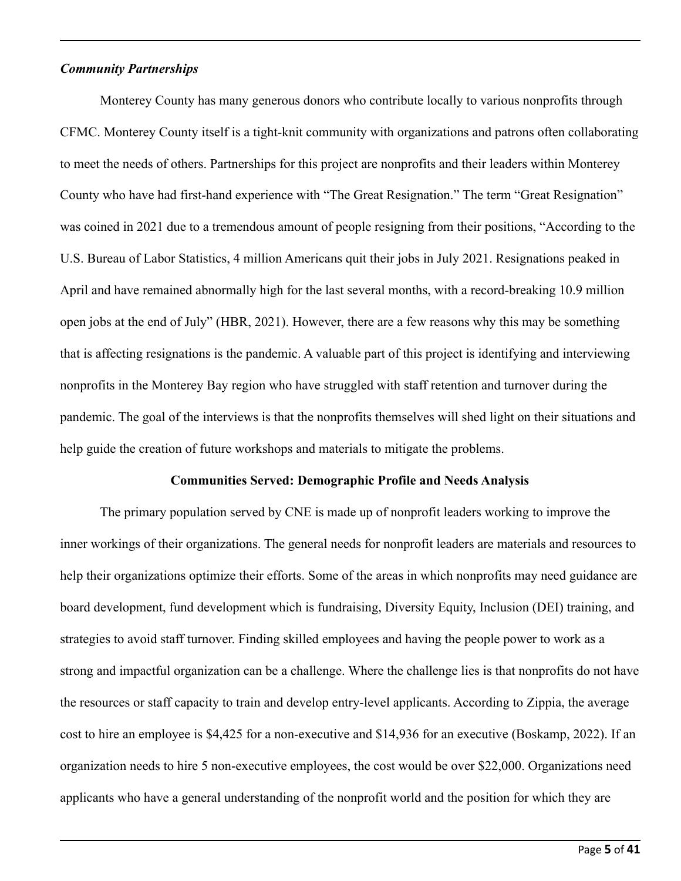***Community Partnerships***

Monterey County has many generous donors who contribute locally to various nonprofits through CFMC. Monterey County itself is a tight-knit community with organizations and patrons often collaborating to meet the needs of others. Partnerships for this project are nonprofits and their leaders within Monterey County who have had first-hand experience with "The Great Resignation." The term "Great Resignation" was coined in 2021 due to a tremendous amount of people resigning from their positions, "According to the U.S. Bureau of Labor Statistics, 4 million Americans quit their jobs in July 2021. Resignations peaked in April and have remained abnormally high for the last several months, with a record-breaking 10.9 million open jobs at the end of July" (HBR, 2021). However, there are a few reasons why this may be something that is affecting resignations is the pandemic. A valuable part of this project is identifying and interviewing nonprofits in the Monterey Bay region who have struggled with staff retention and turnover during the pandemic. The goal of the interviews is that the nonprofits themselves will shed light on their situations and help guide the creation of future workshops and materials to mitigate the problems.

## Communities Served: Demographic Profile and Needs Analysis

The primary population served by CNE is made up of nonprofit leaders working to improve the inner workings of their organizations. The general needs for nonprofit leaders are materials and resources to help their organizations optimize their efforts. Some of the areas in which nonprofits may need guidance are board development, fund development which is fundraising, Diversity Equity, Inclusion (DEI) training, and strategies to avoid staff turnover. Finding skilled employees and having the people power to work as a strong and impactful organization can be a challenge. Where the challenge lies is that nonprofits do not have the resources or staff capacity to train and develop entry-level applicants. According to Zippia, the average cost to hire an employee is $4,425 for a non-executive and $14,936 for an executive (Boskamp, 2022). If an organization needs to hire 5 non-executive employees, the cost would be over $22,000. Organizations need applicants who have a general understanding of the nonprofit world and the position for which they are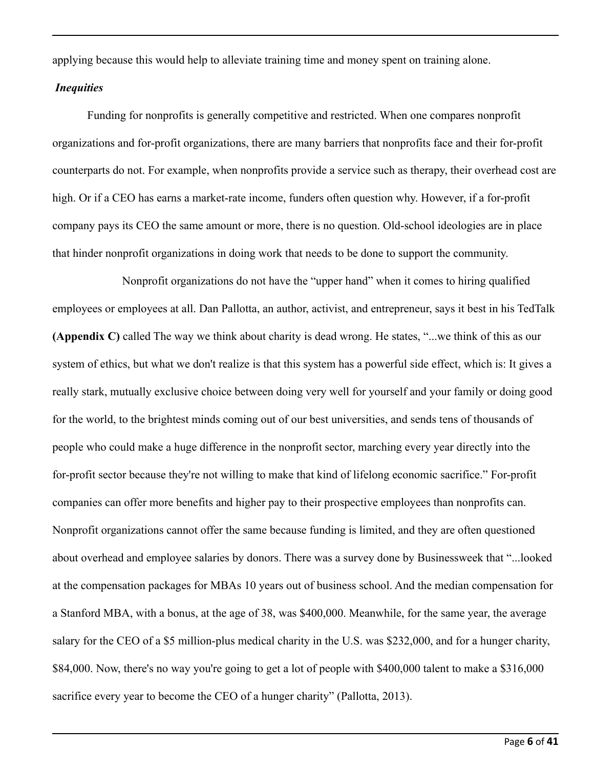applying because this would help to alleviate training time and money spent on training alone.

### *Inequities*

Funding for nonprofits is generally competitive and restricted. When one compares nonprofit organizations and for-profit organizations, there are many barriers that nonprofits face and their for-profit counterparts do not. For example, when nonprofits provide a service such as therapy, their overhead cost are high. Or if a CEO has earns a market-rate income, funders often question why. However, if a for-profit company pays its CEO the same amount or more, there is no question. Old-school ideologies are in place that hinder nonprofit organizations in doing work that needs to be done to support the community.

Nonprofit organizations do not have the "upper hand" when it comes to hiring qualified employees or employees at all. Dan Pallotta, an author, activist, and entrepreneur, says it best in his TedTalk **(Appendix C)** called The way we think about charity is dead wrong. He states, "...we think of this as our system of ethics, but what we don't realize is that this system has a powerful side effect, which is: It gives a really stark, mutually exclusive choice between doing very well for yourself and your family or doing good for the world, to the brightest minds coming out of our best universities, and sends tens of thousands of people who could make a huge difference in the nonprofit sector, marching every year directly into the for-profit sector because they're not willing to make that kind of lifelong economic sacrifice." For-profit companies can offer more benefits and higher pay to their prospective employees than nonprofits can. Nonprofit organizations cannot offer the same because funding is limited, and they are often questioned about overhead and employee salaries by donors. There was a survey done by Businessweek that "...looked at the compensation packages for MBAs 10 years out of business school. And the median compensation for a Stanford MBA, with a bonus, at the age of 38, was $400,000. Meanwhile, for the same year, the average salary for the CEO of a $5 million-plus medical charity in the U.S. was $232,000, and for a hunger charity, $84,000. Now, there's no way you're going to get a lot of people with $400,000 talent to make a $316,000 sacrifice every year to become the CEO of a hunger charity" (Pallotta, 2013).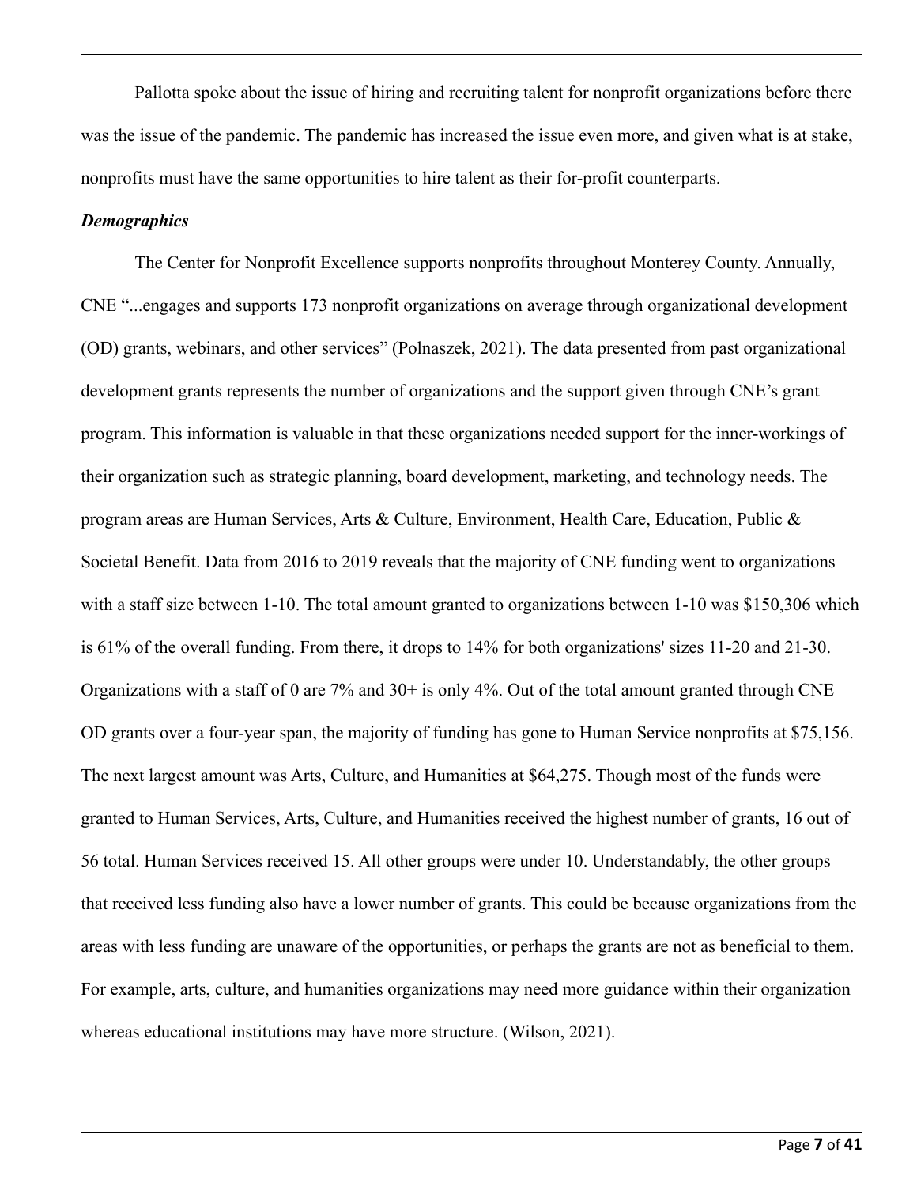Pallotta spoke about the issue of hiring and recruiting talent for nonprofit organizations before there was the issue of the pandemic. The pandemic has increased the issue even more, and given what is at stake, nonprofits must have the same opportunities to hire talent as their for-profit counterparts.

***Demographics***

The Center for Nonprofit Excellence supports nonprofits throughout Monterey County. Annually, CNE "...engages and supports 173 nonprofit organizations on average through organizational development (OD) grants, webinars, and other services" (Polnaszek, 2021). The data presented from past organizational development grants represents the number of organizations and the support given through CNE's grant program. This information is valuable in that these organizations needed support for the inner-workings of their organization such as strategic planning, board development, marketing, and technology needs. The program areas are Human Services, Arts & Culture, Environment, Health Care, Education, Public & Societal Benefit. Data from 2016 to 2019 reveals that the majority of CNE funding went to organizations with a staff size between 1-10. The total amount granted to organizations between 1-10 was $150,306 which is 61% of the overall funding. From there, it drops to 14% for both organizations' sizes 11-20 and 21-30. Organizations with a staff of 0 are 7% and 30+ is only 4%. Out of the total amount granted through CNE OD grants over a four-year span, the majority of funding has gone to Human Service nonprofits at $75,156. The next largest amount was Arts, Culture, and Humanities at $64,275. Though most of the funds were granted to Human Services, Arts, Culture, and Humanities received the highest number of grants, 16 out of 56 total. Human Services received 15. All other groups were under 10. Understandably, the other groups that received less funding also have a lower number of grants. This could be because organizations from the areas with less funding are unaware of the opportunities, or perhaps the grants are not as beneficial to them. For example, arts, culture, and humanities organizations may need more guidance within their organization whereas educational institutions may have more structure. (Wilson, 2021).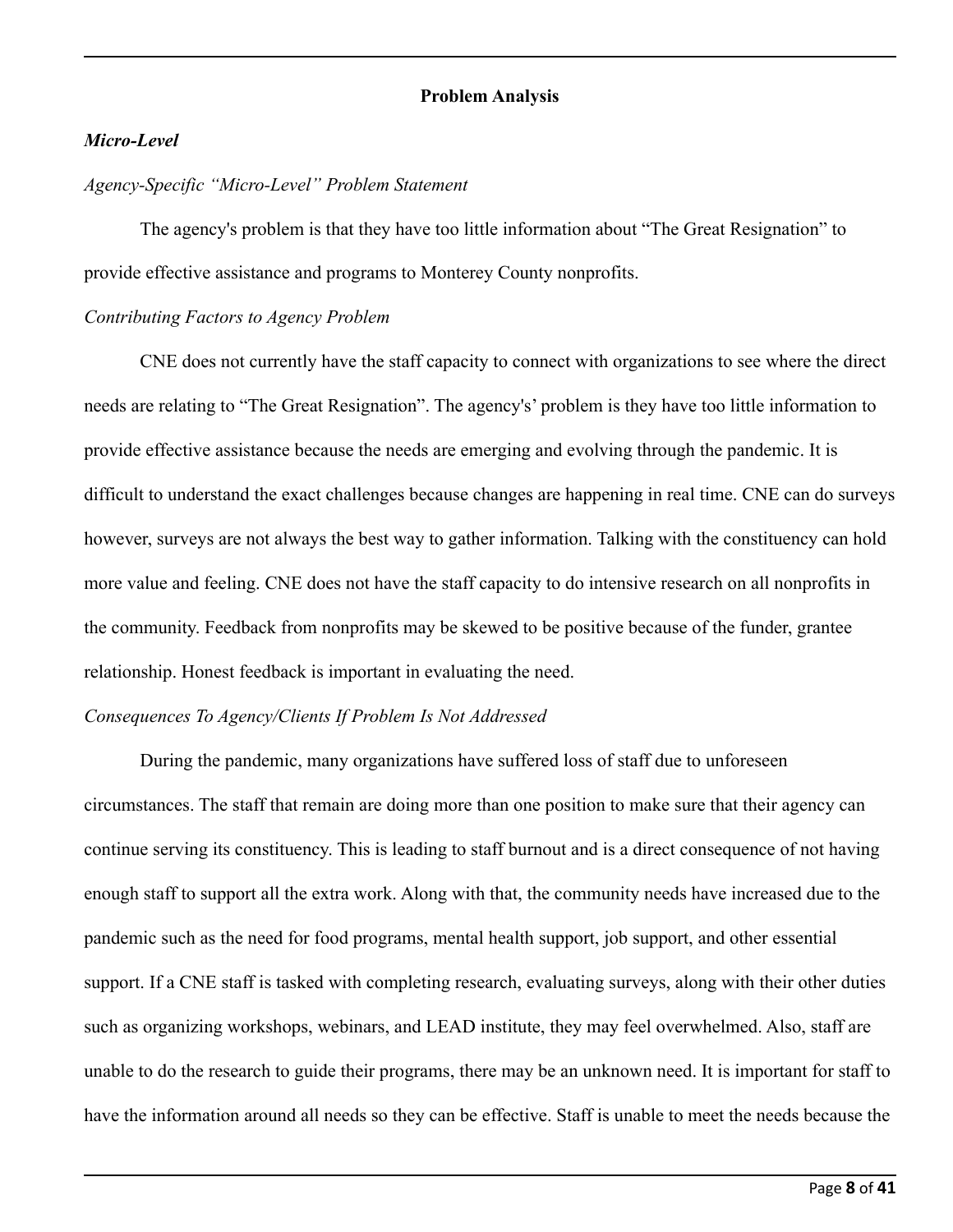## Problem Analysis

### *Micro-Level*

*Agency-Specific "Micro-Level" Problem Statement*

The agency's problem is that they have too little information about "The Great Resignation" to provide effective assistance and programs to Monterey County nonprofits.

*Contributing Factors to Agency Problem*

CNE does not currently have the staff capacity to connect with organizations to see where the direct needs are relating to "The Great Resignation". The agency's' problem is they have too little information to provide effective assistance because the needs are emerging and evolving through the pandemic. It is difficult to understand the exact challenges because changes are happening in real time. CNE can do surveys however, surveys are not always the best way to gather information. Talking with the constituency can hold more value and feeling. CNE does not have the staff capacity to do intensive research on all nonprofits in the community. Feedback from nonprofits may be skewed to be positive because of the funder, grantee relationship. Honest feedback is important in evaluating the need.

*Consequences To Agency/Clients If Problem Is Not Addressed*

During the pandemic, many organizations have suffered loss of staff due to unforeseen circumstances. The staff that remain are doing more than one position to make sure that their agency can continue serving its constituency. This is leading to staff burnout and is a direct consequence of not having enough staff to support all the extra work. Along with that, the community needs have increased due to the pandemic such as the need for food programs, mental health support, job support, and other essential support. If a CNE staff is tasked with completing research, evaluating surveys, along with their other duties such as organizing workshops, webinars, and LEAD institute, they may feel overwhelmed. Also, staff are unable to do the research to guide their programs, there may be an unknown need. It is important for staff to have the information around all needs so they can be effective. Staff is unable to meet the needs because the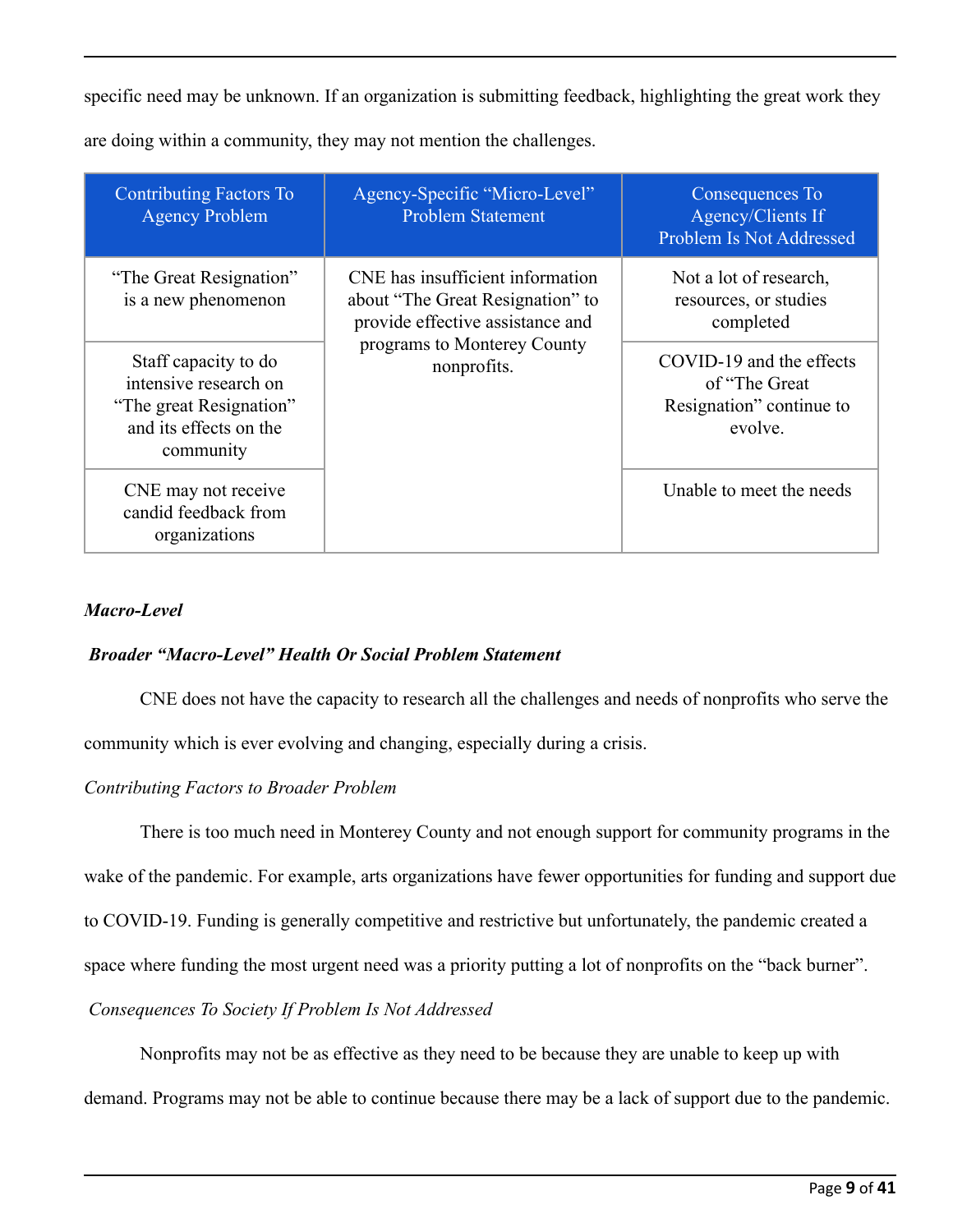specific need may be unknown. If an organization is submitting feedback, highlighting the great work they are doing within a community, they may not mention the challenges.

| Contributing Factors To Agency Problem | Agency-Specific “Micro-Level” Problem Statement | Consequences To Agency/Clients If Problem Is Not Addressed |
|---|---|---|
| “The Great Resignation” is a new phenomenon | CNE has insufficient information about “The Great Resignation” to provide effective assistance and programs to Monterey County nonprofits. | Not a lot of research, resources, or studies completed |
| Staff capacity to do intensive research on “The great Resignation” and its effects on the community | | COVID-19 and the effects of “The Great Resignation” continue to evolve. |
| CNE may not receive candid feedback from organizations | | Unable to meet the needs |

***Macro-Level***

***Broader “Macro-Level” Health Or Social Problem Statement***

CNE does not have the capacity to research all the challenges and needs of nonprofits who serve the community which is ever evolving and changing, especially during a crisis.

*Contributing Factors to Broader Problem*

There is too much need in Monterey County and not enough support for community programs in the wake of the pandemic. For example, arts organizations have fewer opportunities for funding and support due to COVID-19. Funding is generally competitive and restrictive but unfortunately, the pandemic created a space where funding the most urgent need was a priority putting a lot of nonprofits on the “back burner”.

*Consequences To Society If Problem Is Not Addressed*

Nonprofits may not be as effective as they need to be because they are unable to keep up with demand. Programs may not be able to continue because there may be a lack of support due to the pandemic.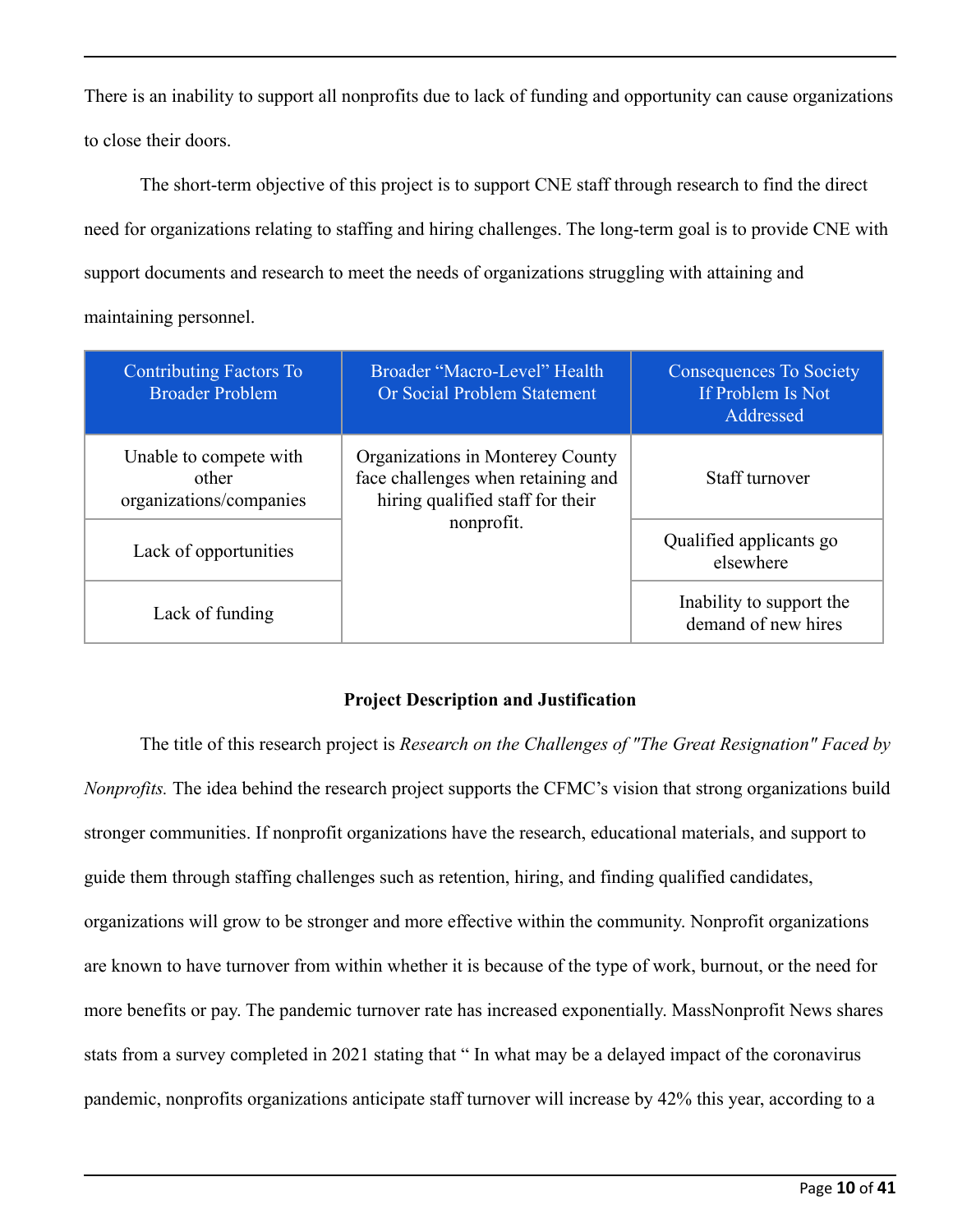There is an inability to support all nonprofits due to lack of funding and opportunity can cause organizations to close their doors.

The short-term objective of this project is to support CNE staff through research to find the direct need for organizations relating to staffing and hiring challenges. The long-term goal is to provide CNE with support documents and research to meet the needs of organizations struggling with attaining and maintaining personnel.

| Contributing Factors To Broader Problem | Broader "Macro-Level" Health Or Social Problem Statement | Consequences To Society If Problem Is Not Addressed |
|---|---|---|
| Unable to compete with other organizations/companies | Organizations in Monterey County face challenges when retaining and hiring qualified staff for their nonprofit. | Staff turnover |
| Lack of opportunities | | Qualified applicants go elsewhere |
| Lack of funding | | Inability to support the demand of new hires |

**Project Description and Justification**

The title of this research project is *Research on the Challenges of "The Great Resignation" Faced by Nonprofits.* The idea behind the research project supports the CFMC's vision that strong organizations build stronger communities. If nonprofit organizations have the research, educational materials, and support to guide them through staffing challenges such as retention, hiring, and finding qualified candidates, organizations will grow to be stronger and more effective within the community. Nonprofit organizations are known to have turnover from within whether it is because of the type of work, burnout, or the need for more benefits or pay. The pandemic turnover rate has increased exponentially. MassNonprofit News shares stats from a survey completed in 2021 stating that " In what may be a delayed impact of the coronavirus pandemic, nonprofits organizations anticipate staff turnover will increase by 42% this year, according to a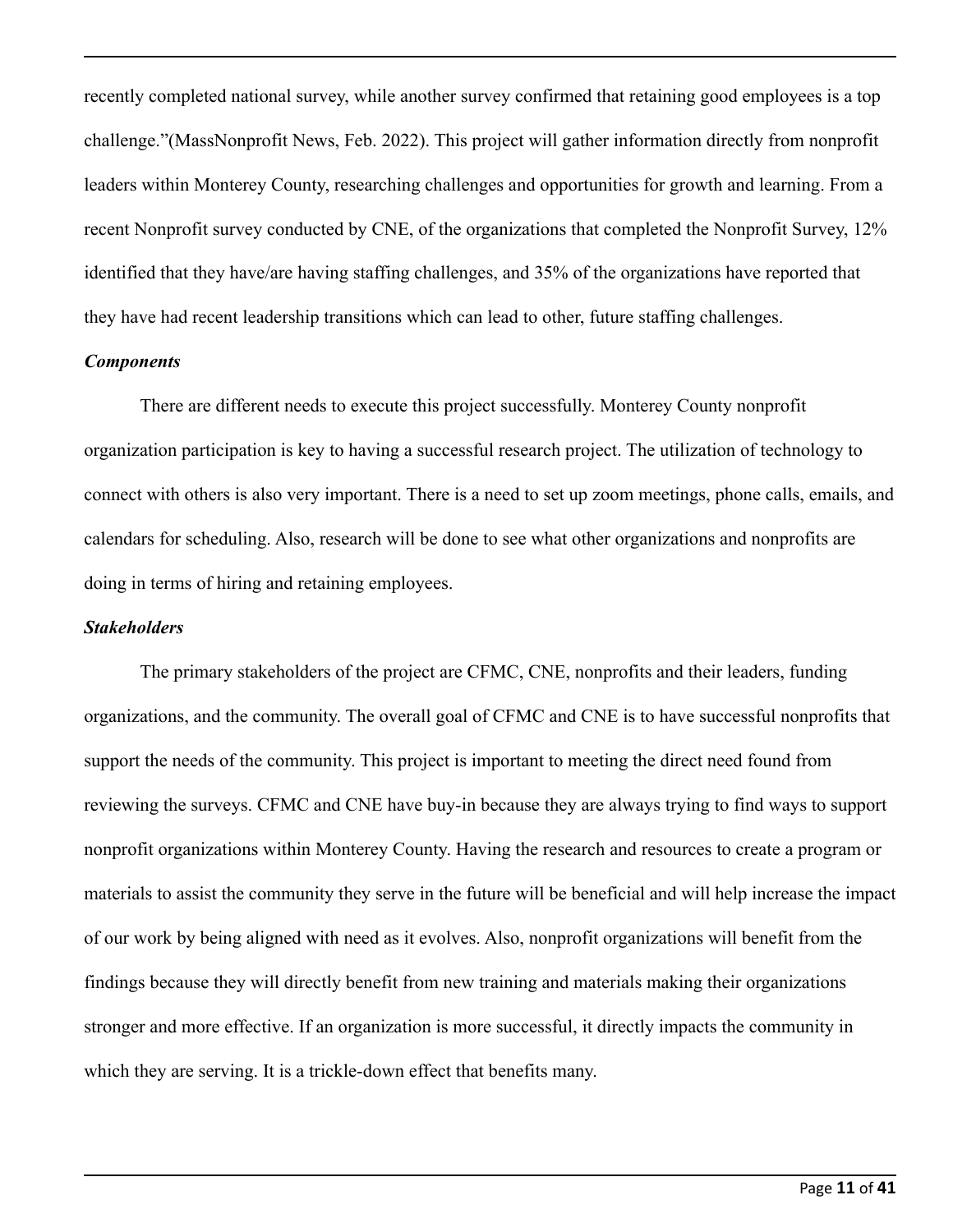recently completed national survey, while another survey confirmed that retaining good employees is a top challenge."(MassNonprofit News, Feb. 2022). This project will gather information directly from nonprofit leaders within Monterey County, researching challenges and opportunities for growth and learning. From a recent Nonprofit survey conducted by CNE, of the organizations that completed the Nonprofit Survey, 12% identified that they have/are having staffing challenges, and 35% of the organizations have reported that they have had recent leadership transitions which can lead to other, future staffing challenges.

***Components***

There are different needs to execute this project successfully. Monterey County nonprofit organization participation is key to having a successful research project. The utilization of technology to connect with others is also very important. There is a need to set up zoom meetings, phone calls, emails, and calendars for scheduling. Also, research will be done to see what other organizations and nonprofits are doing in terms of hiring and retaining employees.

***Stakeholders***

The primary stakeholders of the project are CFMC, CNE, nonprofits and their leaders, funding organizations, and the community. The overall goal of CFMC and CNE is to have successful nonprofits that support the needs of the community. This project is important to meeting the direct need found from reviewing the surveys. CFMC and CNE have buy-in because they are always trying to find ways to support nonprofit organizations within Monterey County. Having the research and resources to create a program or materials to assist the community they serve in the future will be beneficial and will help increase the impact of our work by being aligned with need as it evolves. Also, nonprofit organizations will benefit from the findings because they will directly benefit from new training and materials making their organizations stronger and more effective. If an organization is more successful, it directly impacts the community in which they are serving. It is a trickle-down effect that benefits many.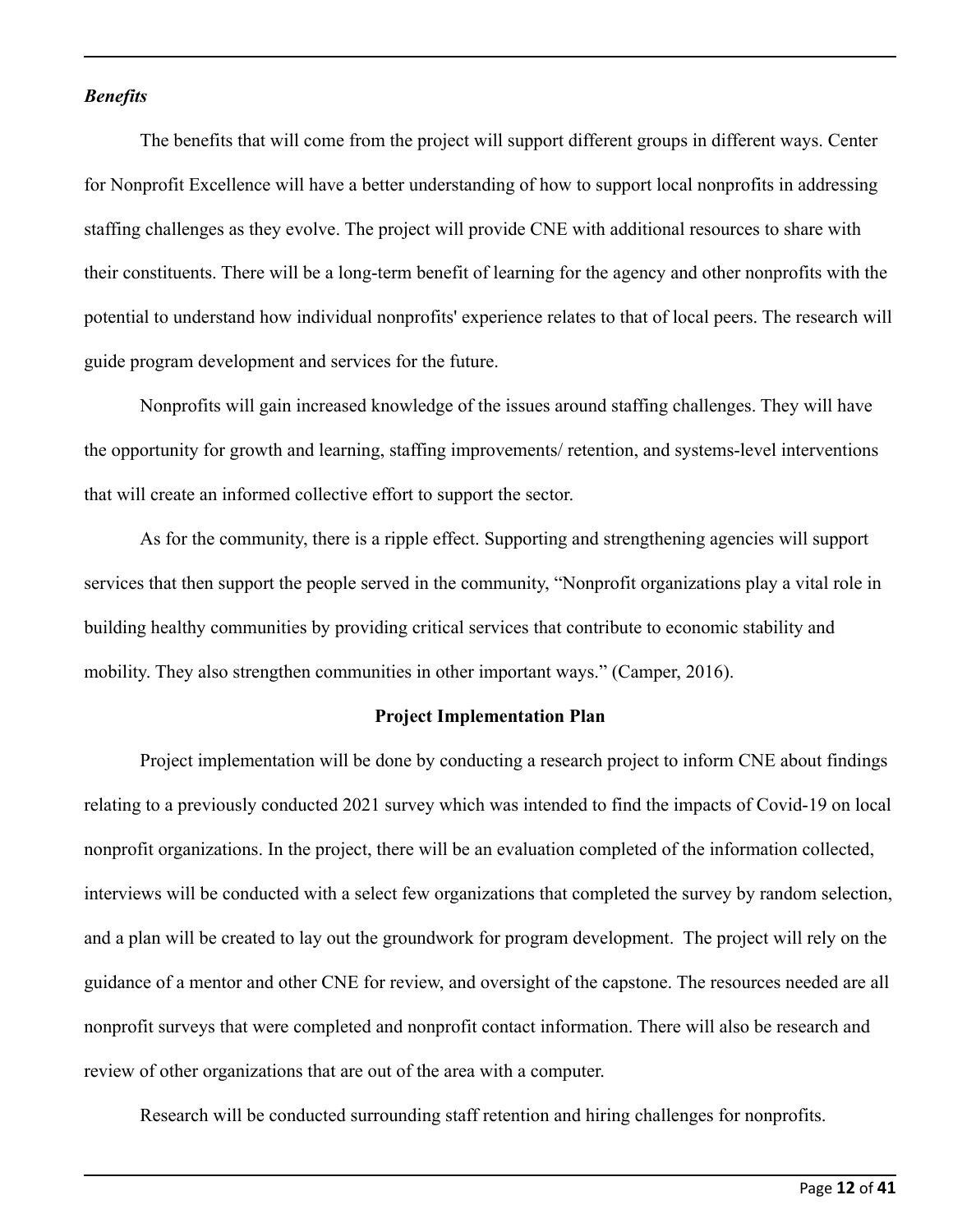### *Benefits*

The benefits that will come from the project will support different groups in different ways. Center for Nonprofit Excellence will have a better understanding of how to support local nonprofits in addressing staffing challenges as they evolve. The project will provide CNE with additional resources to share with their constituents. There will be a long-term benefit of learning for the agency and other nonprofits with the potential to understand how individual nonprofits' experience relates to that of local peers. The research will guide program development and services for the future.

Nonprofits will gain increased knowledge of the issues around staffing challenges. They will have the opportunity for growth and learning, staffing improvements/ retention, and systems-level interventions that will create an informed collective effort to support the sector.

As for the community, there is a ripple effect. Supporting and strengthening agencies will support services that then support the people served in the community, "Nonprofit organizations play a vital role in building healthy communities by providing critical services that contribute to economic stability and mobility. They also strengthen communities in other important ways." (Camper, 2016).

## Project Implementation Plan

Project implementation will be done by conducting a research project to inform CNE about findings relating to a previously conducted 2021 survey which was intended to find the impacts of Covid-19 on local nonprofit organizations. In the project, there will be an evaluation completed of the information collected, interviews will be conducted with a select few organizations that completed the survey by random selection, and a plan will be created to lay out the groundwork for program development. The project will rely on the guidance of a mentor and other CNE for review, and oversight of the capstone. The resources needed are all nonprofit surveys that were completed and nonprofit contact information. There will also be research and review of other organizations that are out of the area with a computer.

Research will be conducted surrounding staff retention and hiring challenges for nonprofits.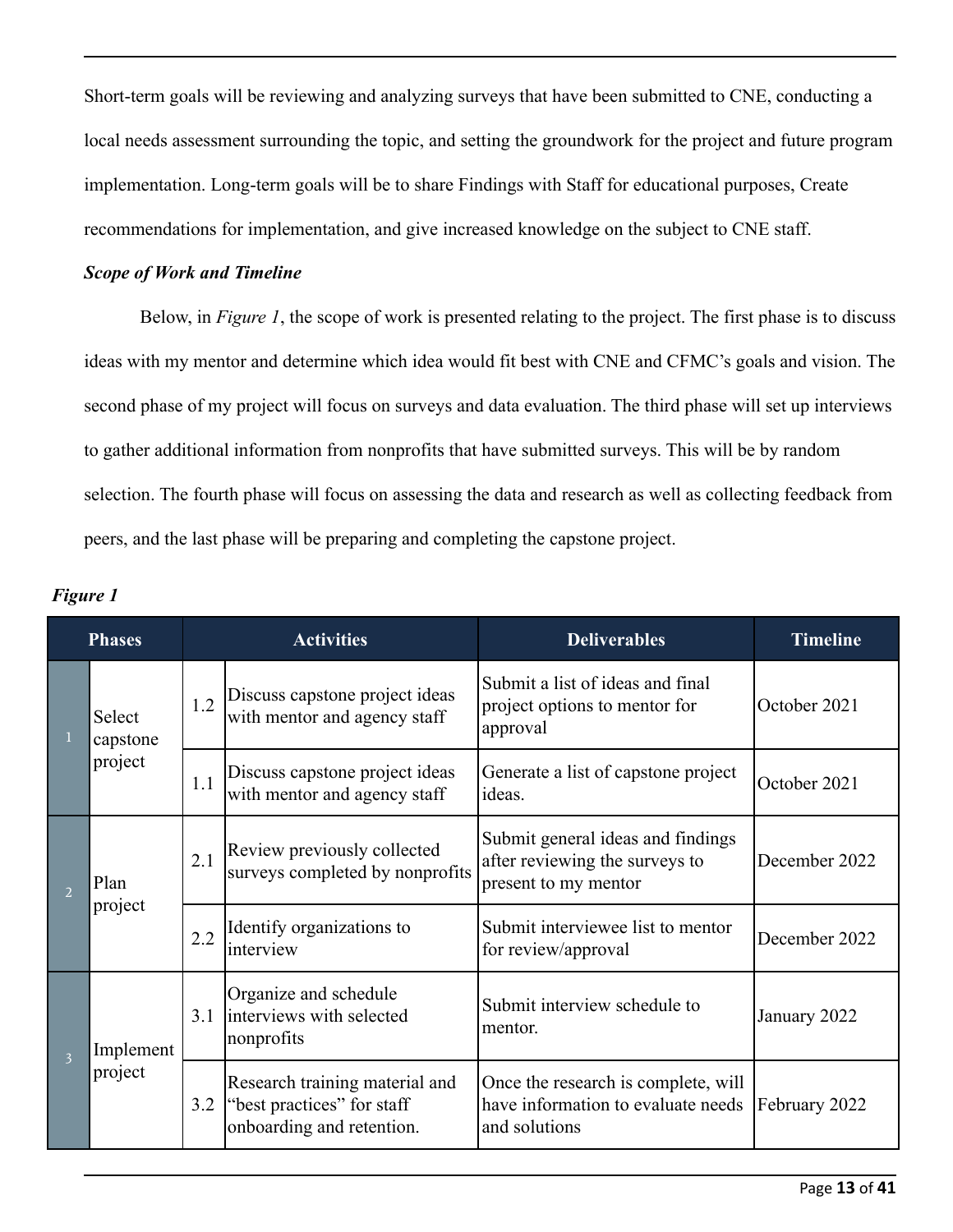Short-term goals will be reviewing and analyzing surveys that have been submitted to CNE, conducting a local needs assessment surrounding the topic, and setting the groundwork for the project and future program implementation. Long-term goals will be to share Findings with Staff for educational purposes, Create recommendations for implementation, and give increased knowledge on the subject to CNE staff.

***Scope of Work and Timeline***

Below, in *Figure 1*, the scope of work is presented relating to the project. The first phase is to discuss ideas with my mentor and determine which idea would fit best with CNE and CFMC's goals and vision. The second phase of my project will focus on surveys and data evaluation. The third phase will set up interviews to gather additional information from nonprofits that have submitted surveys. This will be by random selection. The fourth phase will focus on assessing the data and research as well as collecting feedback from peers, and the last phase will be preparing and completing the capstone project.

***Figure 1***

| Phases | | Activities | | Deliverables | Timeline |
|---|---|---|---|---|---|
| 1 | Select capstone project | 1.2 | Discuss capstone project ideas with mentor and agency staff | Submit a list of ideas and final project options to mentor for approval | October 2021 |
| | | 1.1 | Discuss capstone project ideas with mentor and agency staff | Generate a list of capstone project ideas. | October 2021 |
| 2 | Plan project | 2.1 | Review previously collected surveys completed by nonprofits | Submit general ideas and findings after reviewing the surveys to present to my mentor | December 2022 |
| | | 2.2 | Identify organizations to interview | Submit interviewee list to mentor for review/approval | December 2022 |
| 3 | Implement project | 3.1 | Organize and schedule interviews with selected nonprofits | Submit interview schedule to mentor. | January 2022 |
| | | 3.2 | Research training material and "best practices" for staff onboarding and retention. | Once the research is complete, will have information to evaluate needs and solutions | February 2022 |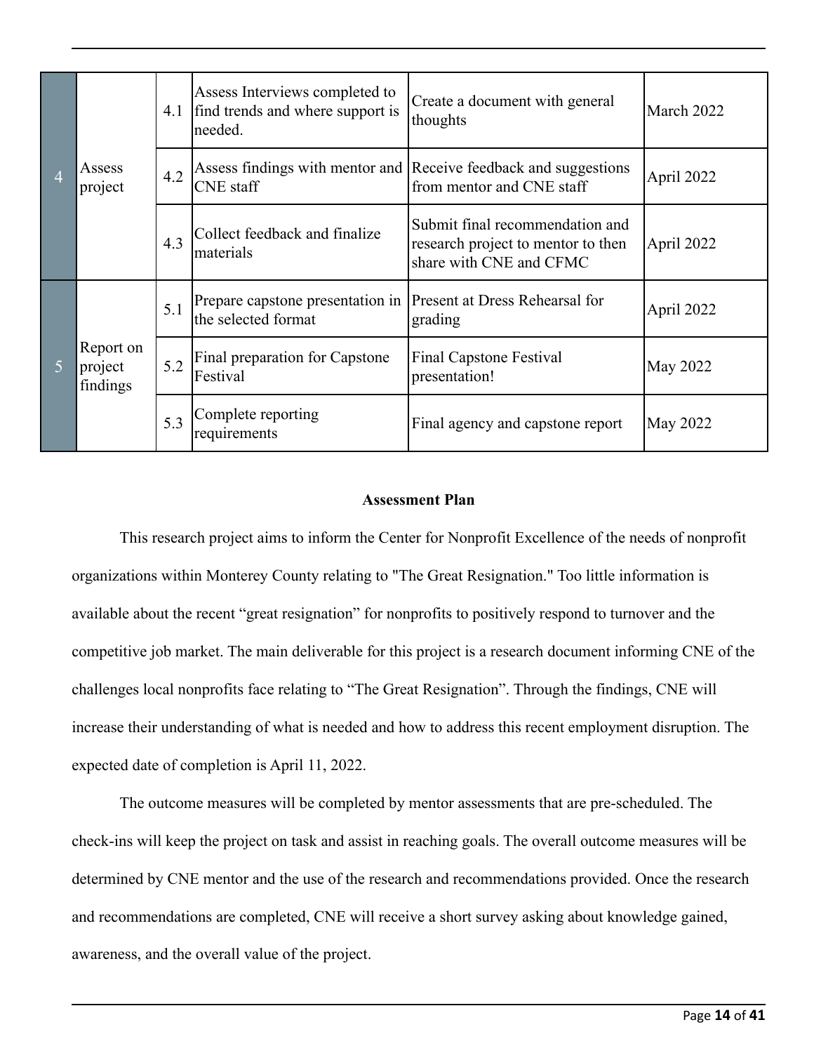| | | | | | |
|---|---|---|---|---|---|
| 4 | Assess project | 4.1 | Assess Interviews completed to find trends and where support is needed. | Create a document with general thoughts | March 2022 |
| | | 4.2 | Assess findings with mentor and CNE staff | Receive feedback and suggestions from mentor and CNE staff | April 2022 |
| | | 4.3 | Collect feedback and finalize materials | Submit final recommendation and research project to mentor to then share with CNE and CFMC | April 2022 |
| 5 | Report on project findings | 5.1 | Prepare capstone presentation in the selected format | Present at Dress Rehearsal for grading | April 2022 |
| | | 5.2 | Final preparation for Capstone Festival | Final Capstone Festival presentation! | May 2022 |
| | | 5.3 | Complete reporting requirements | Final agency and capstone report | May 2022 |

**Assessment Plan**

This research project aims to inform the Center for Nonprofit Excellence of the needs of nonprofit organizations within Monterey County relating to "The Great Resignation." Too little information is available about the recent “great resignation” for nonprofits to positively respond to turnover and the competitive job market. The main deliverable for this project is a research document informing CNE of the challenges local nonprofits face relating to “The Great Resignation”. Through the findings, CNE will increase their understanding of what is needed and how to address this recent employment disruption. The expected date of completion is April 11, 2022.

The outcome measures will be completed by mentor assessments that are pre-scheduled. The check-ins will keep the project on task and assist in reaching goals. The overall outcome measures will be determined by CNE mentor and the use of the research and recommendations provided. Once the research and recommendations are completed, CNE will receive a short survey asking about knowledge gained, awareness, and the overall value of the project.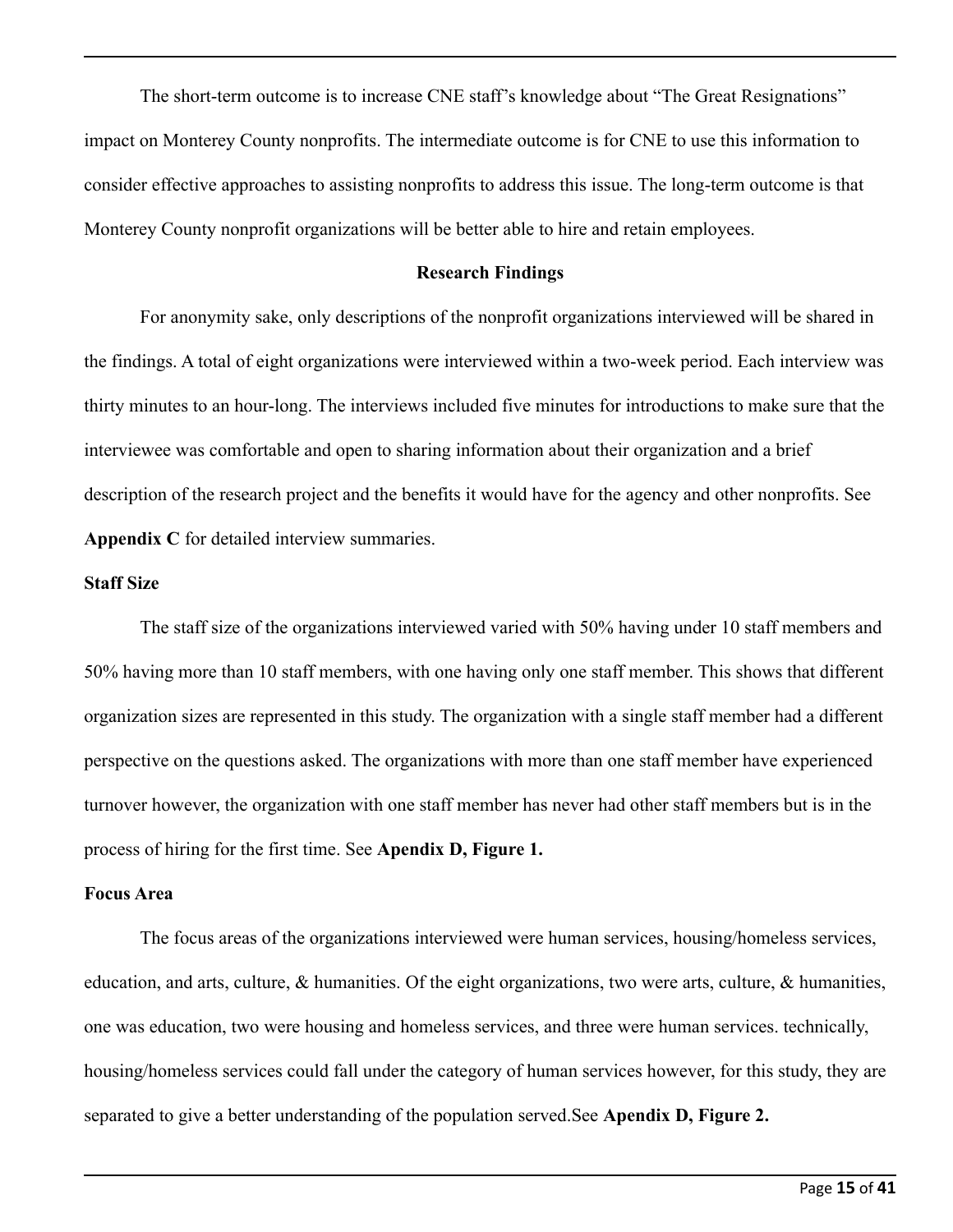The short-term outcome is to increase CNE staff's knowledge about "The Great Resignations" impact on Monterey County nonprofits. The intermediate outcome is for CNE to use this information to consider effective approaches to assisting nonprofits to address this issue. The long-term outcome is that Monterey County nonprofit organizations will be better able to hire and retain employees.

## Research Findings

For anonymity sake, only descriptions of the nonprofit organizations interviewed will be shared in the findings. A total of eight organizations were interviewed within a two-week period. Each interview was thirty minutes to an hour-long. The interviews included five minutes for introductions to make sure that the interviewee was comfortable and open to sharing information about their organization and a brief description of the research project and the benefits it would have for the agency and other nonprofits. See **Appendix C** for detailed interview summaries.

### Staff Size

The staff size of the organizations interviewed varied with 50% having under 10 staff members and 50% having more than 10 staff members, with one having only one staff member. This shows that different organization sizes are represented in this study. The organization with a single staff member had a different perspective on the questions asked. The organizations with more than one staff member have experienced turnover however, the organization with one staff member has never had other staff members but is in the process of hiring for the first time. See **Apendix D, Figure 1.**

### Focus Area

The focus areas of the organizations interviewed were human services, housing/homeless services, education, and arts, culture, & humanities. Of the eight organizations, two were arts, culture, & humanities, one was education, two were housing and homeless services, and three were human services. technically, housing/homeless services could fall under the category of human services however, for this study, they are separated to give a better understanding of the population served.See **Apendix D, Figure 2.**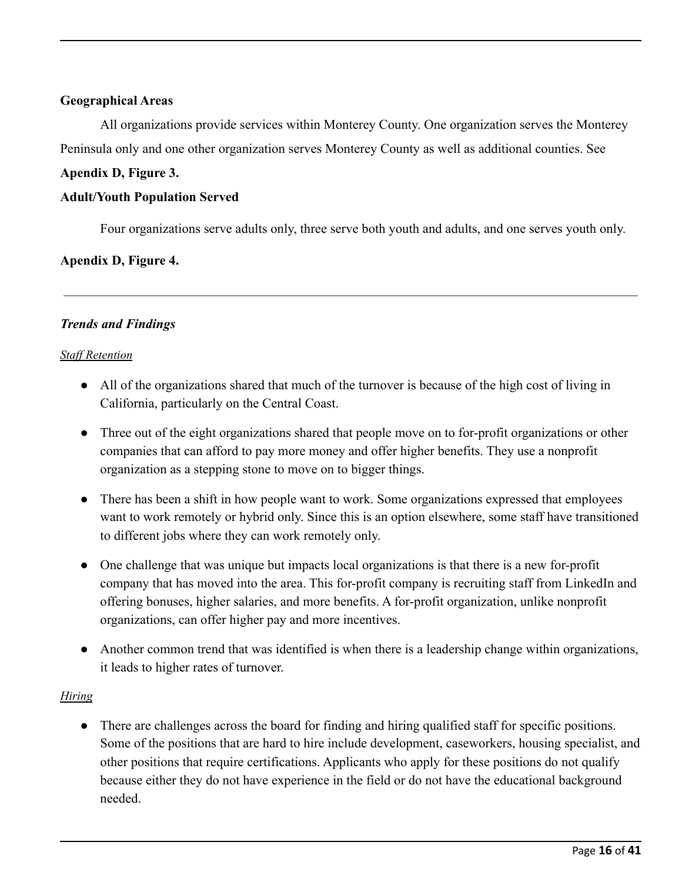**Geographical Areas**

All organizations provide services within Monterey County. One organization serves the Monterey Peninsula only and one other organization serves Monterey County as well as additional counties. See **Apendix D, Figure 3.**

**Adult/Youth Population Served**

Four organizations serve adults only, three serve both youth and adults, and one serves youth only.

**Apendix D, Figure 4.**

---

***Trends and Findings***

*Staff Retention*

- All of the organizations shared that much of the turnover is because of the high cost of living in California, particularly on the Central Coast.
- Three out of the eight organizations shared that people move on to for-profit organizations or other companies that can afford to pay more money and offer higher benefits. They use a nonprofit organization as a stepping stone to move on to bigger things.
- There has been a shift in how people want to work. Some organizations expressed that employees want to work remotely or hybrid only. Since this is an option elsewhere, some staff have transitioned to different jobs where they can work remotely only.
- One challenge that was unique but impacts local organizations is that there is a new for-profit company that has moved into the area. This for-profit company is recruiting staff from LinkedIn and offering bonuses, higher salaries, and more benefits. A for-profit organization, unlike nonprofit organizations, can offer higher pay and more incentives.
- Another common trend that was identified is when there is a leadership change within organizations, it leads to higher rates of turnover.

*Hiring*

- There are challenges across the board for finding and hiring qualified staff for specific positions. Some of the positions that are hard to hire include development, caseworkers, housing specialist, and other positions that require certifications. Applicants who apply for these positions do not qualify because either they do not have experience in the field or do not have the educational background needed.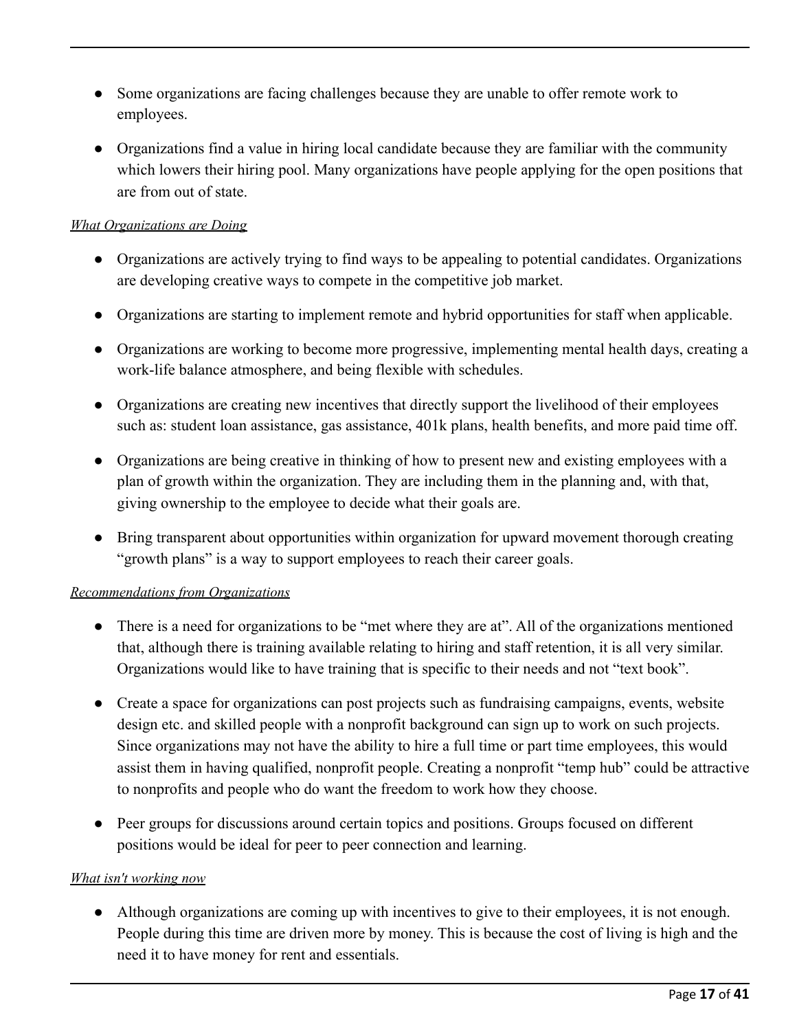- Some organizations are facing challenges because they are unable to offer remote work to employees.
- Organizations find a value in hiring local candidate because they are familiar with the community which lowers their hiring pool. Many organizations have people applying for the open positions that are from out of state.

*<u>What Organizations are Doing</u>*

- Organizations are actively trying to find ways to be appealing to potential candidates. Organizations are developing creative ways to compete in the competitive job market.
- Organizations are starting to implement remote and hybrid opportunities for staff when applicable.
- Organizations are working to become more progressive, implementing mental health days, creating a work-life balance atmosphere, and being flexible with schedules.
- Organizations are creating new incentives that directly support the livelihood of their employees such as: student loan assistance, gas assistance, 401k plans, health benefits, and more paid time off.
- Organizations are being creative in thinking of how to present new and existing employees with a plan of growth within the organization. They are including them in the planning and, with that, giving ownership to the employee to decide what their goals are.
- Bring transparent about opportunities within organization for upward movement thorough creating "growth plans" is a way to support employees to reach their career goals.

*<u>Recommendations from Organizations</u>*

- There is a need for organizations to be "met where they are at". All of the organizations mentioned that, although there is training available relating to hiring and staff retention, it is all very similar. Organizations would like to have training that is specific to their needs and not "text book".
- Create a space for organizations can post projects such as fundraising campaigns, events, website design etc. and skilled people with a nonprofit background can sign up to work on such projects. Since organizations may not have the ability to hire a full time or part time employees, this would assist them in having qualified, nonprofit people. Creating a nonprofit "temp hub" could be attractive to nonprofits and people who do want the freedom to work how they choose.
- Peer groups for discussions around certain topics and positions. Groups focused on different positions would be ideal for peer to peer connection and learning.

*<u>What isn't working now</u>*

- Although organizations are coming up with incentives to give to their employees, it is not enough. People during this time are driven more by money. This is because the cost of living is high and the need it to have money for rent and essentials.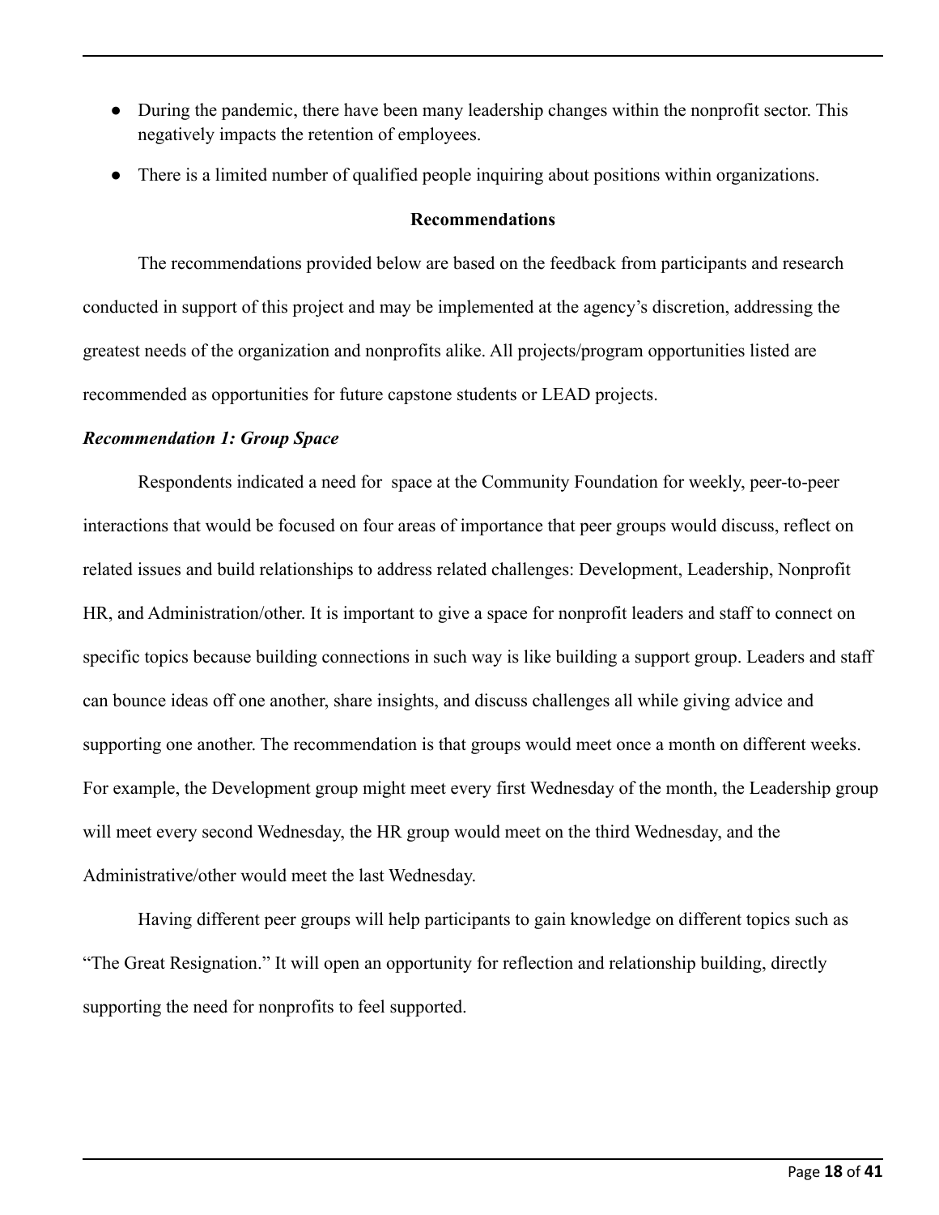- During the pandemic, there have been many leadership changes within the nonprofit sector. This negatively impacts the retention of employees.
- There is a limited number of qualified people inquiring about positions within organizations.

**Recommendations**

The recommendations provided below are based on the feedback from participants and research conducted in support of this project and may be implemented at the agency's discretion, addressing the greatest needs of the organization and nonprofits alike. All projects/program opportunities listed are recommended as opportunities for future capstone students or LEAD projects.

***Recommendation 1: Group Space***

Respondents indicated a need for space at the Community Foundation for weekly, peer-to-peer interactions that would be focused on four areas of importance that peer groups would discuss, reflect on related issues and build relationships to address related challenges: Development, Leadership, Nonprofit HR, and Administration/other. It is important to give a space for nonprofit leaders and staff to connect on specific topics because building connections in such way is like building a support group. Leaders and staff can bounce ideas off one another, share insights, and discuss challenges all while giving advice and supporting one another. The recommendation is that groups would meet once a month on different weeks. For example, the Development group might meet every first Wednesday of the month, the Leadership group will meet every second Wednesday, the HR group would meet on the third Wednesday, and the Administrative/other would meet the last Wednesday.

Having different peer groups will help participants to gain knowledge on different topics such as "The Great Resignation." It will open an opportunity for reflection and relationship building, directly supporting the need for nonprofits to feel supported.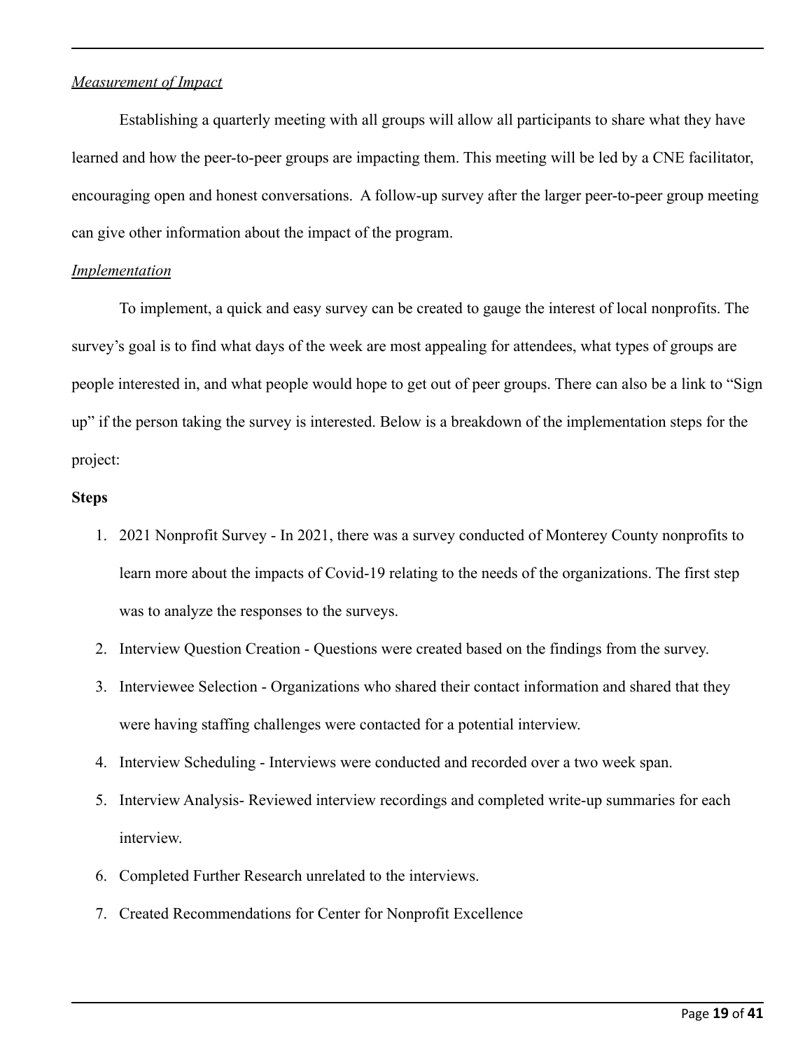*Measurement of Impact*

Establishing a quarterly meeting with all groups will allow all participants to share what they have learned and how the peer-to-peer groups are impacting them. This meeting will be led by a CNE facilitator, encouraging open and honest conversations. A follow-up survey after the larger peer-to-peer group meeting can give other information about the impact of the program.

*Implementation*

To implement, a quick and easy survey can be created to gauge the interest of local nonprofits. The survey's goal is to find what days of the week are most appealing for attendees, what types of groups are people interested in, and what people would hope to get out of peer groups. There can also be a link to "Sign up" if the person taking the survey is interested. Below is a breakdown of the implementation steps for the project:

**Steps**

1. 2021 Nonprofit Survey - In 2021, there was a survey conducted of Monterey County nonprofits to learn more about the impacts of Covid-19 relating to the needs of the organizations. The first step was to analyze the responses to the surveys.
2. Interview Question Creation - Questions were created based on the findings from the survey.
3. Interviewee Selection - Organizations who shared their contact information and shared that they were having staffing challenges were contacted for a potential interview.
4. Interview Scheduling - Interviews were conducted and recorded over a two week span.
5. Interview Analysis- Reviewed interview recordings and completed write-up summaries for each interview.
6. Completed Further Research unrelated to the interviews.
7. Created Recommendations for Center for Nonprofit Excellence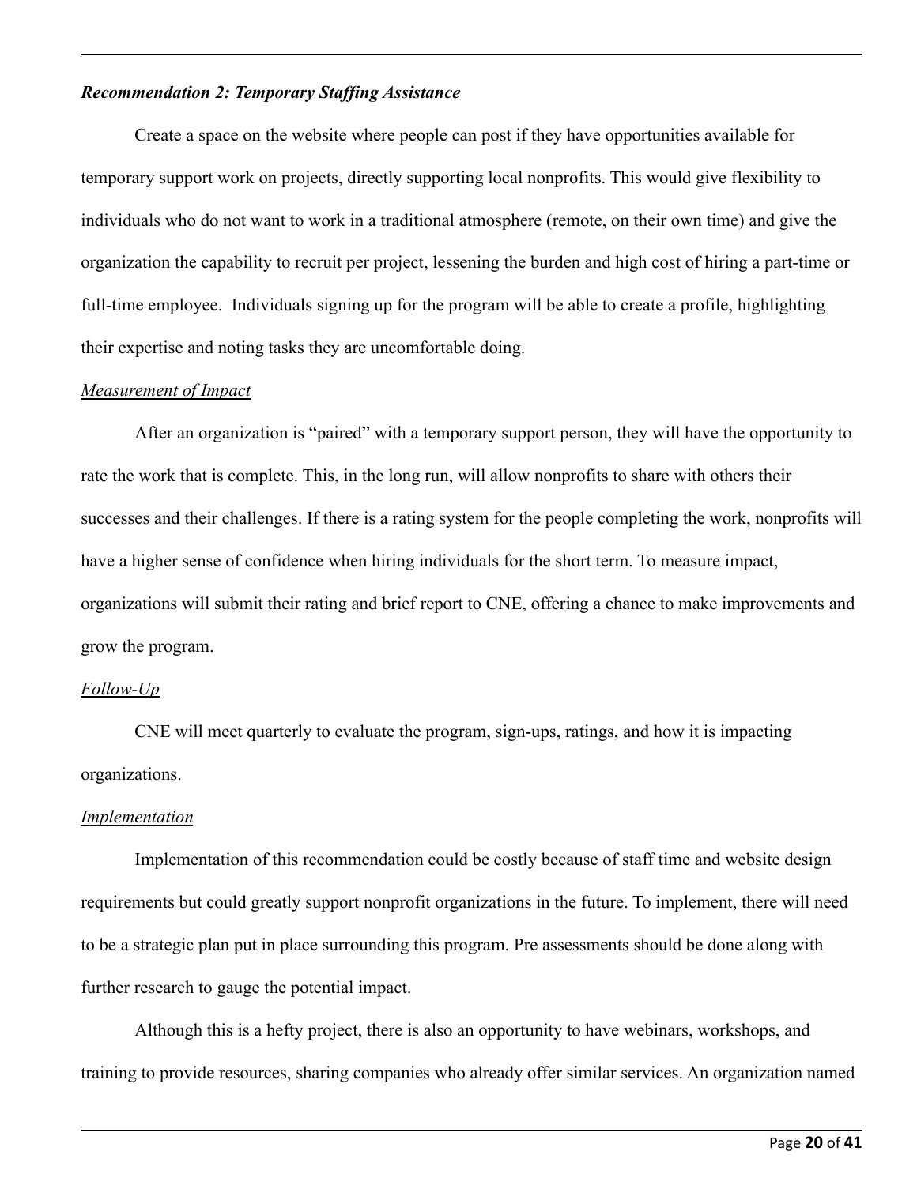***Recommendation 2: Temporary Staffing Assistance***

Create a space on the website where people can post if they have opportunities available for temporary support work on projects, directly supporting local nonprofits. This would give flexibility to individuals who do not want to work in a traditional atmosphere (remote, on their own time) and give the organization the capability to recruit per project, lessening the burden and high cost of hiring a part-time or full-time employee. Individuals signing up for the program will be able to create a profile, highlighting their expertise and noting tasks they are uncomfortable doing.

*Measurement of Impact*

After an organization is "paired" with a temporary support person, they will have the opportunity to rate the work that is complete. This, in the long run, will allow nonprofits to share with others their successes and their challenges. If there is a rating system for the people completing the work, nonprofits will have a higher sense of confidence when hiring individuals for the short term. To measure impact, organizations will submit their rating and brief report to CNE, offering a chance to make improvements and grow the program.

*Follow-Up*

CNE will meet quarterly to evaluate the program, sign-ups, ratings, and how it is impacting organizations.

*Implementation*

Implementation of this recommendation could be costly because of staff time and website design requirements but could greatly support nonprofit organizations in the future. To implement, there will need to be a strategic plan put in place surrounding this program. Pre assessments should be done along with further research to gauge the potential impact.

Although this is a hefty project, there is also an opportunity to have webinars, workshops, and training to provide resources, sharing companies who already offer similar services. An organization named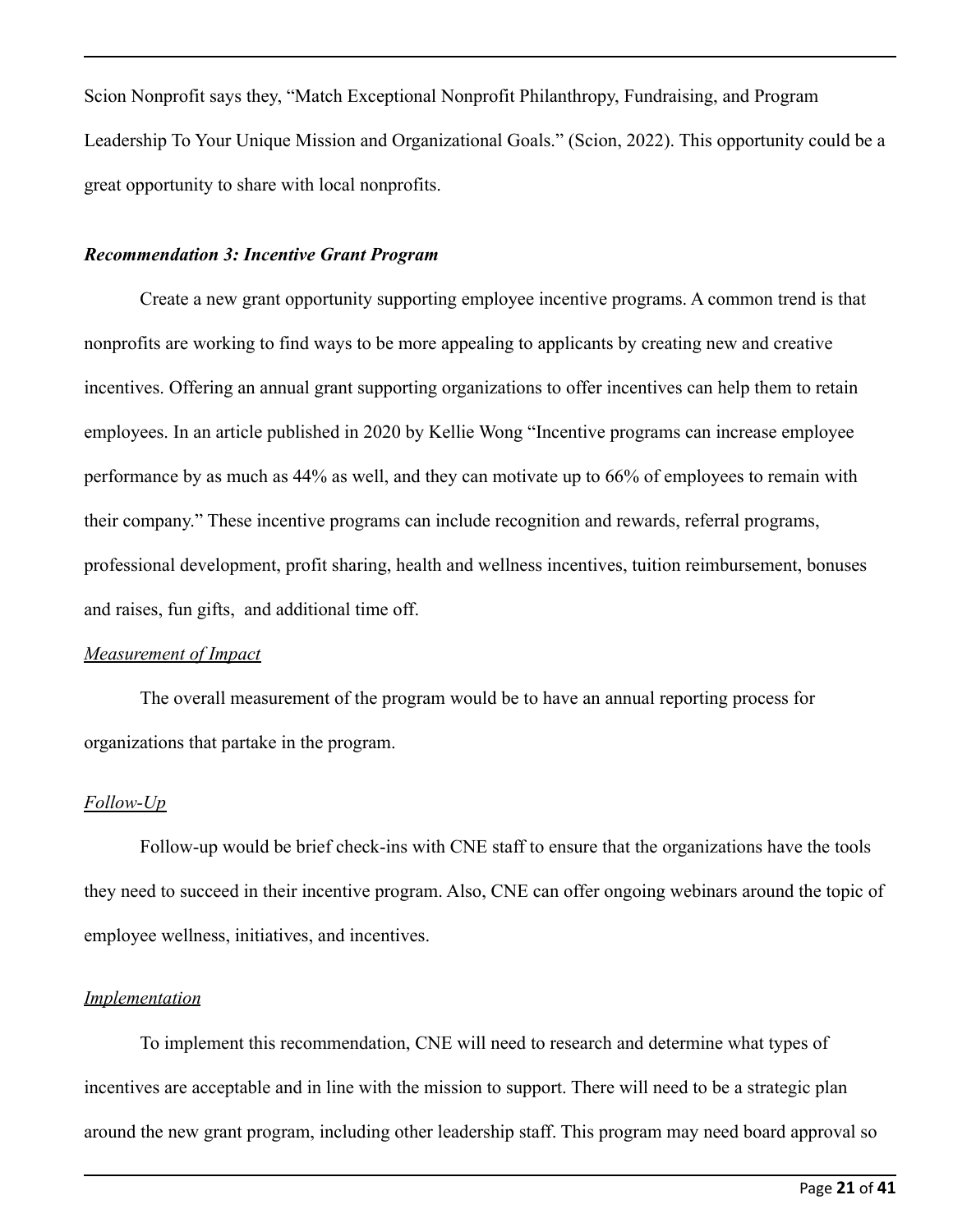Scion Nonprofit says they, "Match Exceptional Nonprofit Philanthropy, Fundraising, and Program Leadership To Your Unique Mission and Organizational Goals." (Scion, 2022). This opportunity could be a great opportunity to share with local nonprofits.

***Recommendation 3: Incentive Grant Program***

Create a new grant opportunity supporting employee incentive programs. A common trend is that nonprofits are working to find ways to be more appealing to applicants by creating new and creative incentives. Offering an annual grant supporting organizations to offer incentives can help them to retain employees. In an article published in 2020 by Kellie Wong "Incentive programs can increase employee performance by as much as 44% as well, and they can motivate up to 66% of employees to remain with their company." These incentive programs can include recognition and rewards, referral programs, professional development, profit sharing, health and wellness incentives, tuition reimbursement, bonuses and raises, fun gifts, and additional time off.

<u>*Measurement of Impact*</u>

The overall measurement of the program would be to have an annual reporting process for organizations that partake in the program.

<u>*Follow-Up*</u>

Follow-up would be brief check-ins with CNE staff to ensure that the organizations have the tools they need to succeed in their incentive program. Also, CNE can offer ongoing webinars around the topic of employee wellness, initiatives, and incentives.

<u>*Implementation*</u>

To implement this recommendation, CNE will need to research and determine what types of incentives are acceptable and in line with the mission to support. There will need to be a strategic plan around the new grant program, including other leadership staff. This program may need board approval so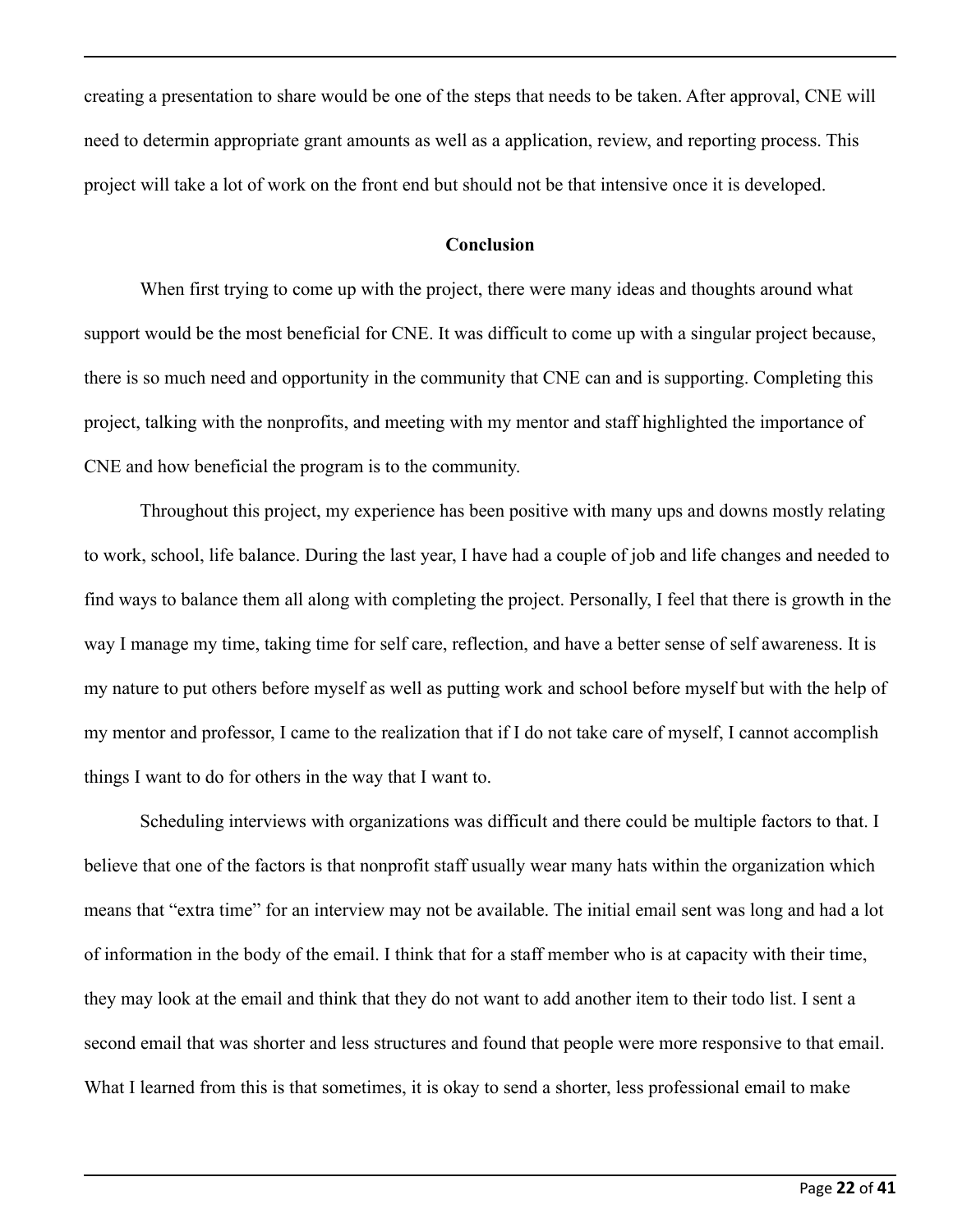creating a presentation to share would be one of the steps that needs to be taken. After approval, CNE will need to determin appropriate grant amounts as well as a application, review, and reporting process. This project will take a lot of work on the front end but should not be that intensive once it is developed.

## Conclusion

When first trying to come up with the project, there were many ideas and thoughts around what support would be the most beneficial for CNE. It was difficult to come up with a singular project because, there is so much need and opportunity in the community that CNE can and is supporting. Completing this project, talking with the nonprofits, and meeting with my mentor and staff highlighted the importance of CNE and how beneficial the program is to the community.

Throughout this project, my experience has been positive with many ups and downs mostly relating to work, school, life balance. During the last year, I have had a couple of job and life changes and needed to find ways to balance them all along with completing the project. Personally, I feel that there is growth in the way I manage my time, taking time for self care, reflection, and have a better sense of self awareness. It is my nature to put others before myself as well as putting work and school before myself but with the help of my mentor and professor, I came to the realization that if I do not take care of myself, I cannot accomplish things I want to do for others in the way that I want to.

Scheduling interviews with organizations was difficult and there could be multiple factors to that. I believe that one of the factors is that nonprofit staff usually wear many hats within the organization which means that "extra time" for an interview may not be available. The initial email sent was long and had a lot of information in the body of the email. I think that for a staff member who is at capacity with their time, they may look at the email and think that they do not want to add another item to their todo list. I sent a second email that was shorter and less structures and found that people were more responsive to that email. What I learned from this is that sometimes, it is okay to send a shorter, less professional email to make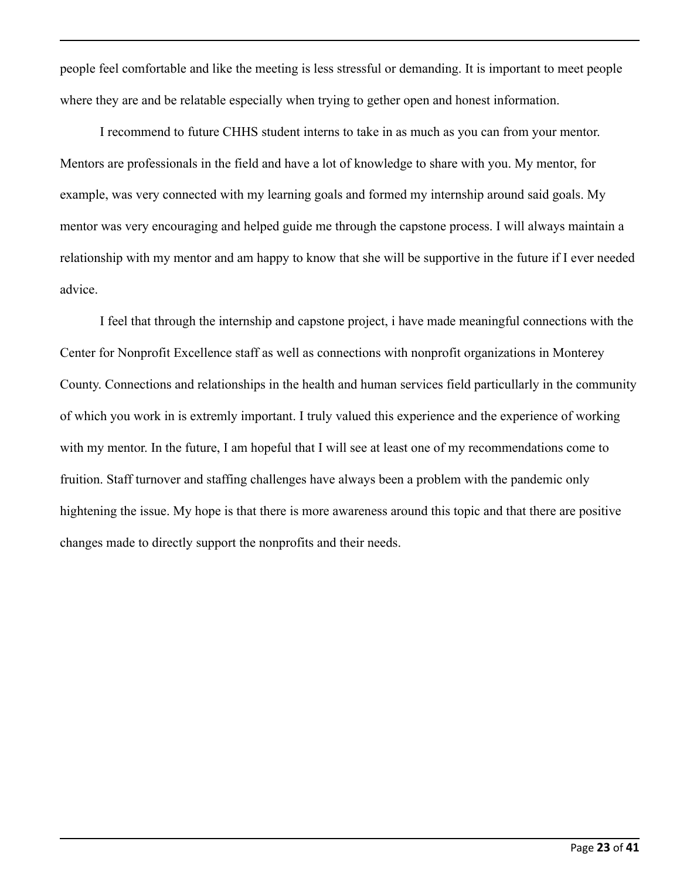people feel comfortable and like the meeting is less stressful or demanding. It is important to meet people where they are and be relatable especially when trying to gether open and honest information.

I recommend to future CHHS student interns to take in as much as you can from your mentor. Mentors are professionals in the field and have a lot of knowledge to share with you. My mentor, for example, was very connected with my learning goals and formed my internship around said goals. My mentor was very encouraging and helped guide me through the capstone process. I will always maintain a relationship with my mentor and am happy to know that she will be supportive in the future if I ever needed advice.

I feel that through the internship and capstone project, i have made meaningful connections with the Center for Nonprofit Excellence staff as well as connections with nonprofit organizations in Monterey County. Connections and relationships in the health and human services field particullarly in the community of which you work in is extremly important. I truly valued this experience and the experience of working with my mentor. In the future, I am hopeful that I will see at least one of my recommendations come to fruition. Staff turnover and staffing challenges have always been a problem with the pandemic only hightening the issue. My hope is that there is more awareness around this topic and that there are positive changes made to directly support the nonprofits and their needs.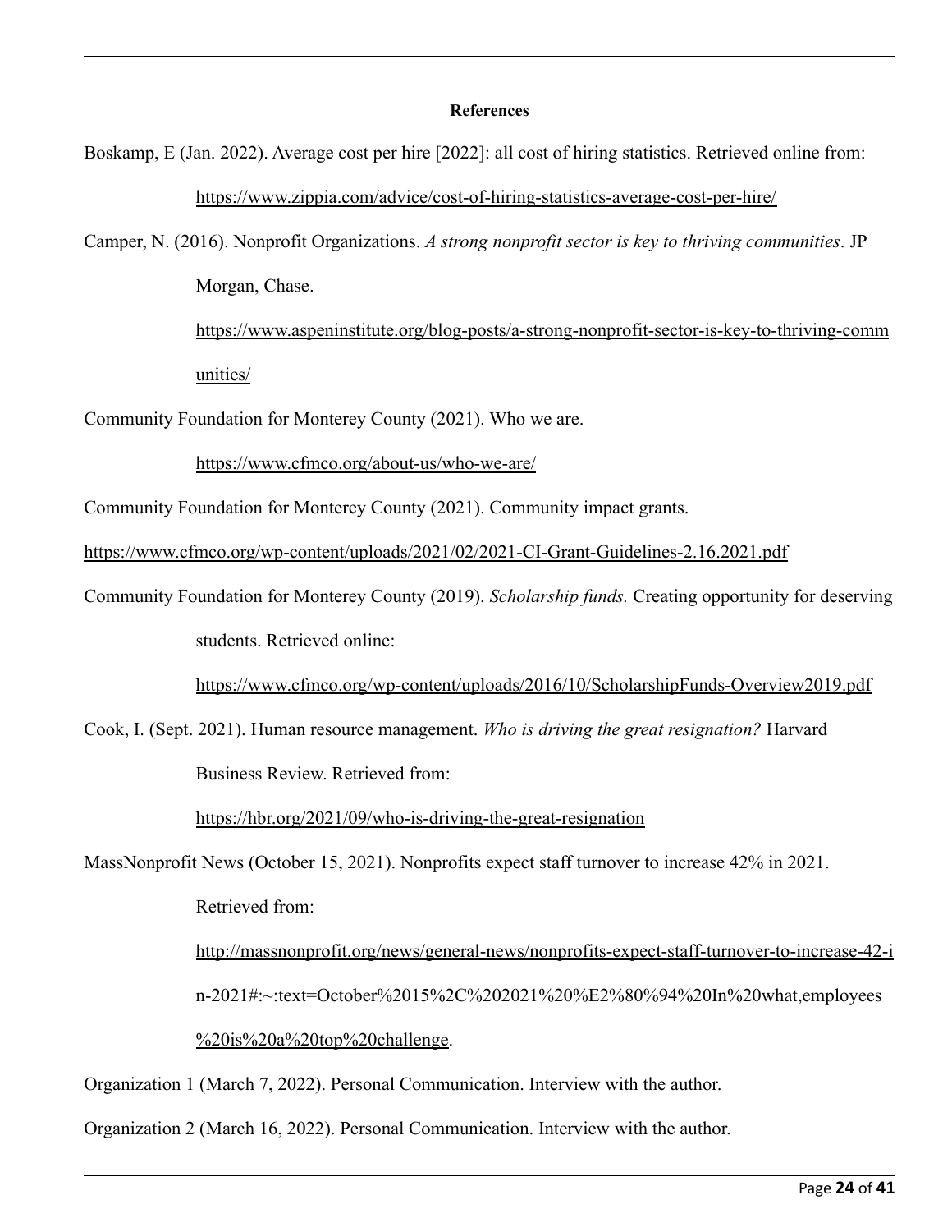**References**

Boskamp, E (Jan. 2022). Average cost per hire [2022]: all cost of hiring statistics. Retrieved online from: https://www.zippia.com/advice/cost-of-hiring-statistics-average-cost-per-hire/

Camper, N. (2016). Nonprofit Organizations. *A strong nonprofit sector is key to thriving communities*. JP Morgan, Chase. https://www.aspeninstitute.org/blog-posts/a-strong-nonprofit-sector-is-key-to-thriving-communities/

Community Foundation for Monterey County (2021). Who we are. https://www.cfmco.org/about-us/who-we-are/

Community Foundation for Monterey County (2021). Community impact grants. https://www.cfmco.org/wp-content/uploads/2021/02/2021-CI-Grant-Guidelines-2.16.2021.pdf

Community Foundation for Monterey County (2019). *Scholarship funds.* Creating opportunity for deserving students. Retrieved online: https://www.cfmco.org/wp-content/uploads/2016/10/ScholarshipFunds-Overview2019.pdf

Cook, I. (Sept. 2021). Human resource management. *Who is driving the great resignation?* Harvard Business Review. Retrieved from: https://hbr.org/2021/09/who-is-driving-the-great-resignation

MassNonprofit News (October 15, 2021). Nonprofits expect staff turnover to increase 42% in 2021. Retrieved from: http://massnonprofit.org/news/general-news/nonprofits-expect-staff-turnover-to-increase-42-in-2021#:~:text=October%2015%2C%202021%20%E2%80%94%20In%20what,employees%20is%20a%20top%20challenge.

Organization 1 (March 7, 2022). Personal Communication. Interview with the author.

Organization 2 (March 16, 2022). Personal Communication. Interview with the author.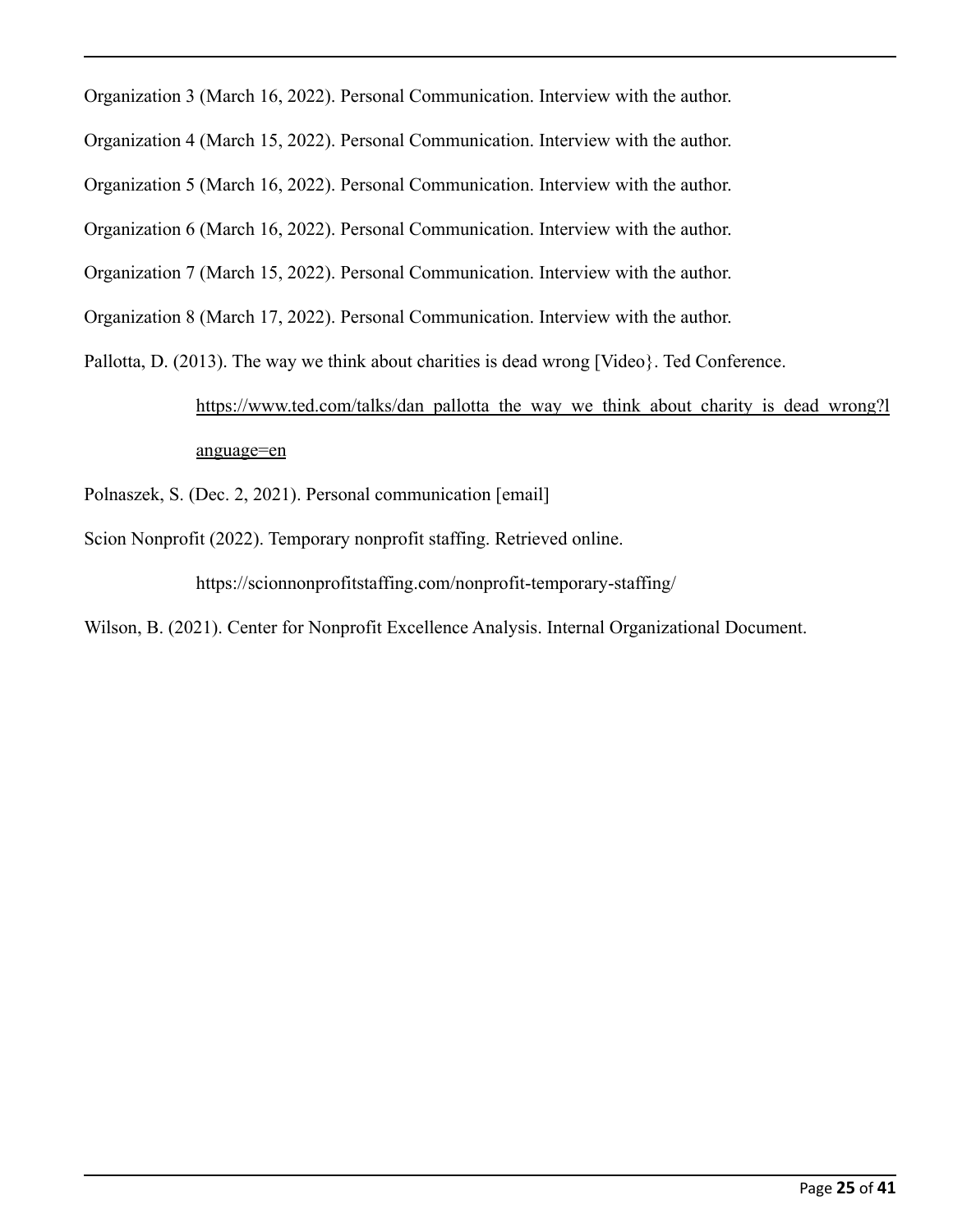Organization 3 (March 16, 2022). Personal Communication. Interview with the author.

Organization 4 (March 15, 2022). Personal Communication. Interview with the author.

Organization 5 (March 16, 2022). Personal Communication. Interview with the author.

Organization 6 (March 16, 2022). Personal Communication. Interview with the author.

Organization 7 (March 15, 2022). Personal Communication. Interview with the author.

Organization 8 (March 17, 2022). Personal Communication. Interview with the author.

Pallotta, D. (2013). The way we think about charities is dead wrong [Video}. Ted Conference. https://www.ted.com/talks/dan_pallotta_the_way_we_think_about_charity_is_dead_wrong?language=en

Polnaszek, S. (Dec. 2, 2021). Personal communication [email]

Scion Nonprofit (2022). Temporary nonprofit staffing. Retrieved online. https://scionnonprofitstaffing.com/nonprofit-temporary-staffing/

Wilson, B. (2021). Center for Nonprofit Excellence Analysis. Internal Organizational Document.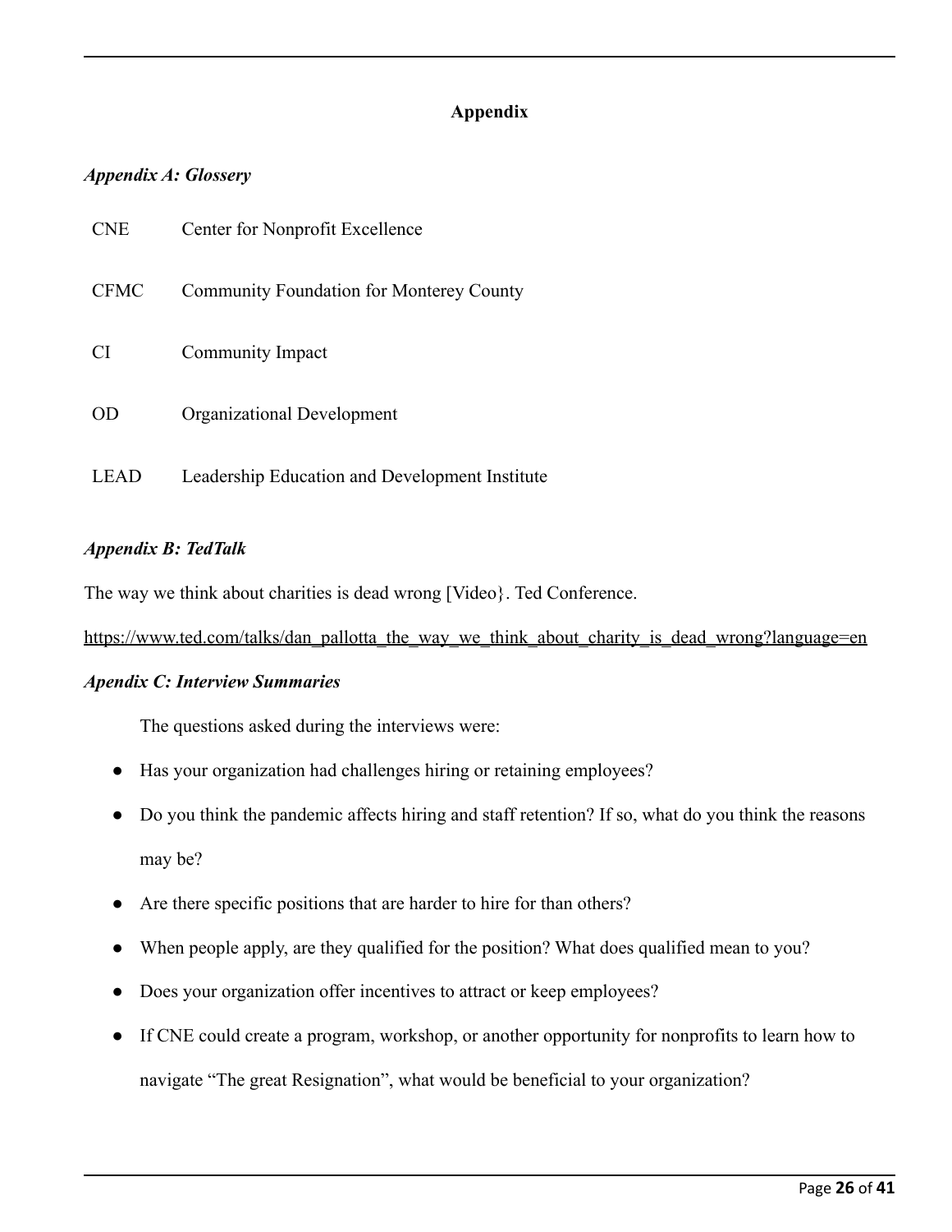## Appendix

### *Appendix A: Glossery*

| | |
|---|---|
| CNE | Center for Nonprofit Excellence |
| CFMC | Community Foundation for Monterey County |
| CI | Community Impact |
| OD | Organizational Development |
| LEAD | Leadership Education and Development Institute |

### *Appendix B: TedTalk*

The way we think about charities is dead wrong [Video}. Ted Conference.

https://www.ted.com/talks/dan_pallotta_the_way_we_think_about_charity_is_dead_wrong?language=en

### *Apendix C: Interview Summaries*

The questions asked during the interviews were:

- Has your organization had challenges hiring or retaining employees?
- Do you think the pandemic affects hiring and staff retention? If so, what do you think the reasons may be?
- Are there specific positions that are harder to hire for than others?
- When people apply, are they qualified for the position? What does qualified mean to you?
- Does your organization offer incentives to attract or keep employees?
- If CNE could create a program, workshop, or another opportunity for nonprofits to learn how to navigate "The great Resignation", what would be beneficial to your organization?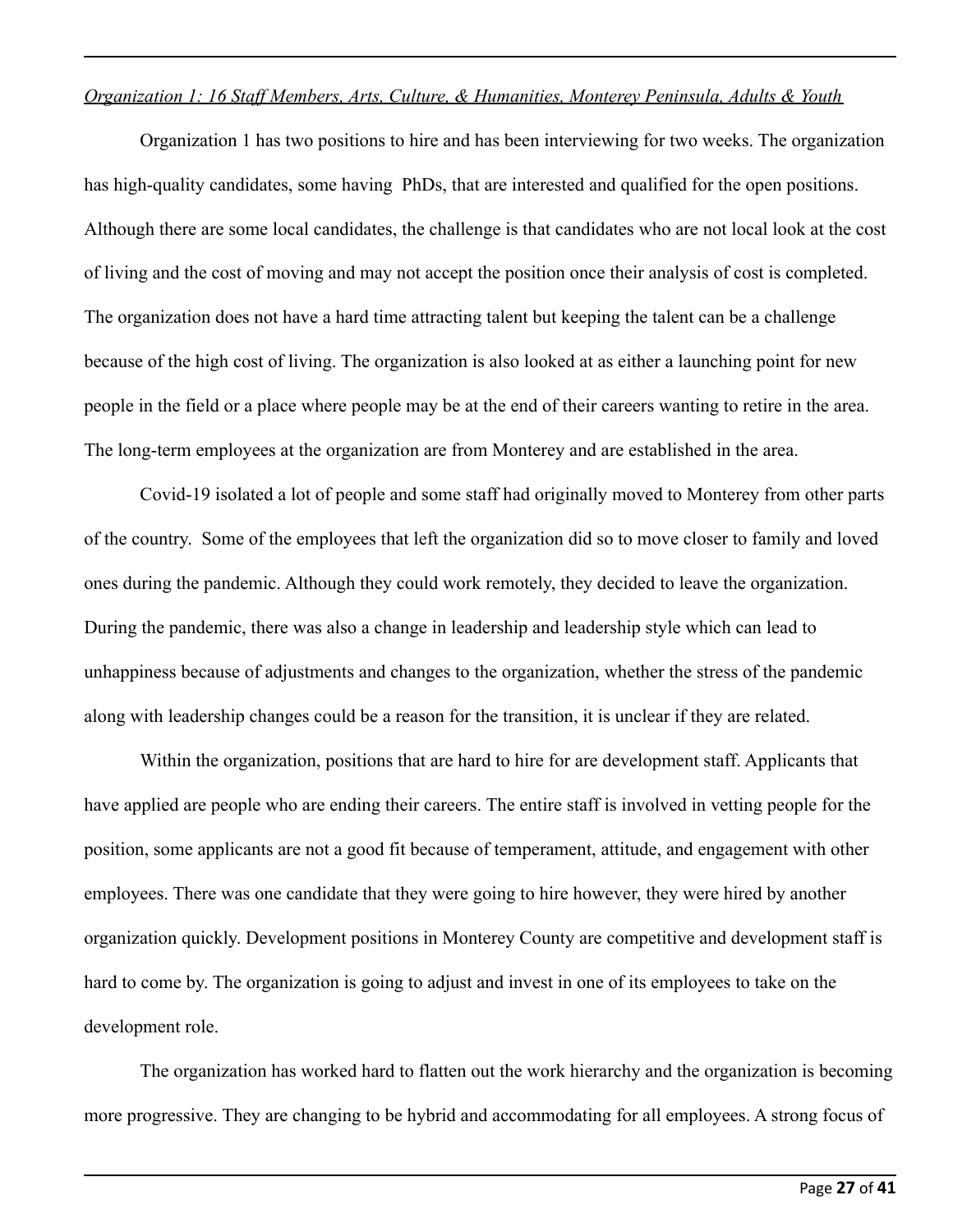*Organization 1: 16 Staff Members, Arts, Culture, & Humanities, Monterey Peninsula, Adults & Youth*

Organization 1 has two positions to hire and has been interviewing for two weeks. The organization has high-quality candidates, some having PhDs, that are interested and qualified for the open positions. Although there are some local candidates, the challenge is that candidates who are not local look at the cost of living and the cost of moving and may not accept the position once their analysis of cost is completed. The organization does not have a hard time attracting talent but keeping the talent can be a challenge because of the high cost of living. The organization is also looked at as either a launching point for new people in the field or a place where people may be at the end of their careers wanting to retire in the area. The long-term employees at the organization are from Monterey and are established in the area.

Covid-19 isolated a lot of people and some staff had originally moved to Monterey from other parts of the country. Some of the employees that left the organization did so to move closer to family and loved ones during the pandemic. Although they could work remotely, they decided to leave the organization. During the pandemic, there was also a change in leadership and leadership style which can lead to unhappiness because of adjustments and changes to the organization, whether the stress of the pandemic along with leadership changes could be a reason for the transition, it is unclear if they are related.

Within the organization, positions that are hard to hire for are development staff. Applicants that have applied are people who are ending their careers. The entire staff is involved in vetting people for the position, some applicants are not a good fit because of temperament, attitude, and engagement with other employees. There was one candidate that they were going to hire however, they were hired by another organization quickly. Development positions in Monterey County are competitive and development staff is hard to come by. The organization is going to adjust and invest in one of its employees to take on the development role.

The organization has worked hard to flatten out the work hierarchy and the organization is becoming more progressive. They are changing to be hybrid and accommodating for all employees. A strong focus of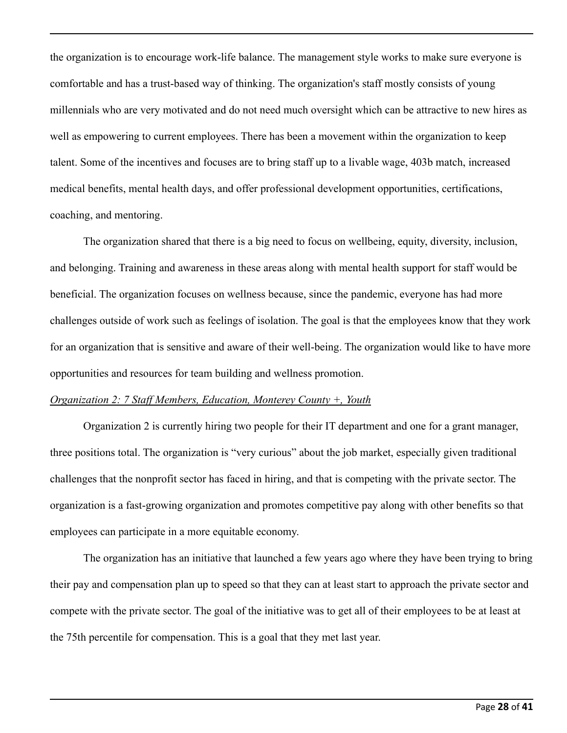the organization is to encourage work-life balance. The management style works to make sure everyone is comfortable and has a trust-based way of thinking. The organization's staff mostly consists of young millennials who are very motivated and do not need much oversight which can be attractive to new hires as well as empowering to current employees. There has been a movement within the organization to keep talent. Some of the incentives and focuses are to bring staff up to a livable wage, 403b match, increased medical benefits, mental health days, and offer professional development opportunities, certifications, coaching, and mentoring.

The organization shared that there is a big need to focus on wellbeing, equity, diversity, inclusion, and belonging. Training and awareness in these areas along with mental health support for staff would be beneficial. The organization focuses on wellness because, since the pandemic, everyone has had more challenges outside of work such as feelings of isolation. The goal is that the employees know that they work for an organization that is sensitive and aware of their well-being. The organization would like to have more opportunities and resources for team building and wellness promotion.

*<u>Organization 2: 7 Staff Members, Education, Monterey County +, Youth</u>*

Organization 2 is currently hiring two people for their IT department and one for a grant manager, three positions total. The organization is "very curious" about the job market, especially given traditional challenges that the nonprofit sector has faced in hiring, and that is competing with the private sector. The organization is a fast-growing organization and promotes competitive pay along with other benefits so that employees can participate in a more equitable economy.

The organization has an initiative that launched a few years ago where they have been trying to bring their pay and compensation plan up to speed so that they can at least start to approach the private sector and compete with the private sector. The goal of the initiative was to get all of their employees to be at least at the 75th percentile for compensation. This is a goal that they met last year.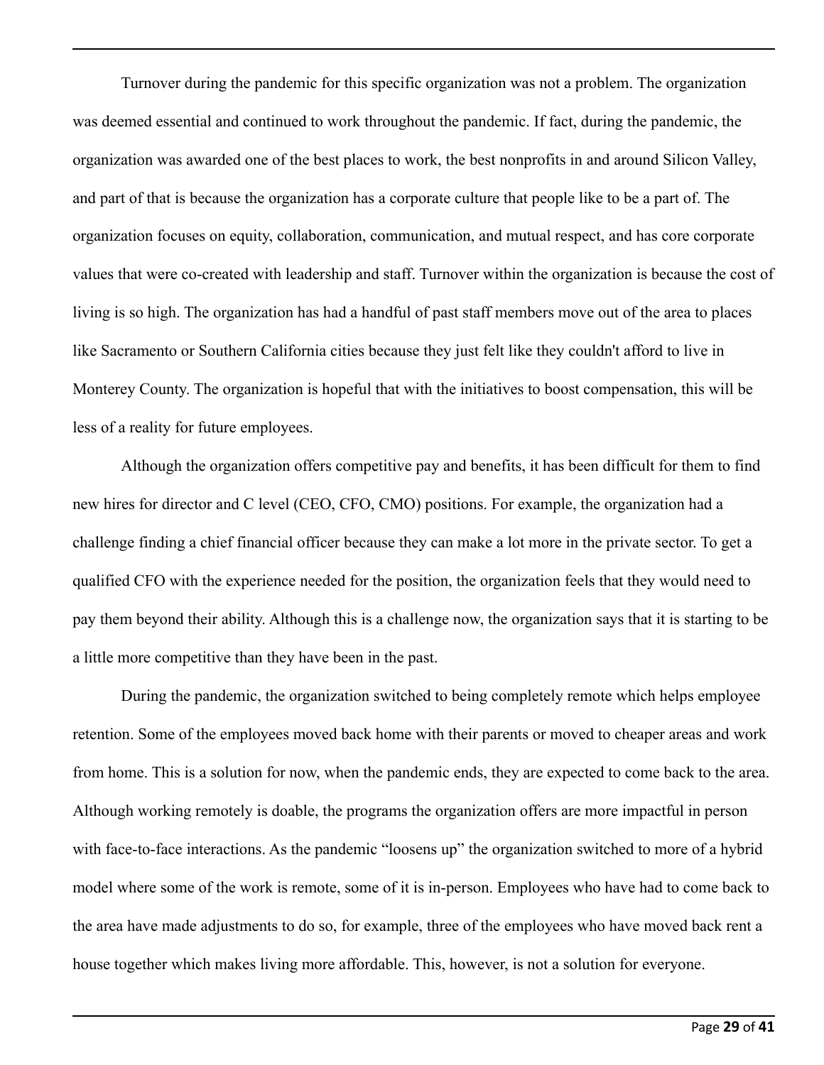Turnover during the pandemic for this specific organization was not a problem. The organization was deemed essential and continued to work throughout the pandemic. If fact, during the pandemic, the organization was awarded one of the best places to work, the best nonprofits in and around Silicon Valley, and part of that is because the organization has a corporate culture that people like to be a part of. The organization focuses on equity, collaboration, communication, and mutual respect, and has core corporate values that were co-created with leadership and staff. Turnover within the organization is because the cost of living is so high. The organization has had a handful of past staff members move out of the area to places like Sacramento or Southern California cities because they just felt like they couldn't afford to live in Monterey County. The organization is hopeful that with the initiatives to boost compensation, this will be less of a reality for future employees.

Although the organization offers competitive pay and benefits, it has been difficult for them to find new hires for director and C level (CEO, CFO, CMO) positions. For example, the organization had a challenge finding a chief financial officer because they can make a lot more in the private sector. To get a qualified CFO with the experience needed for the position, the organization feels that they would need to pay them beyond their ability. Although this is a challenge now, the organization says that it is starting to be a little more competitive than they have been in the past.

During the pandemic, the organization switched to being completely remote which helps employee retention. Some of the employees moved back home with their parents or moved to cheaper areas and work from home. This is a solution for now, when the pandemic ends, they are expected to come back to the area. Although working remotely is doable, the programs the organization offers are more impactful in person with face-to-face interactions. As the pandemic "loosens up" the organization switched to more of a hybrid model where some of the work is remote, some of it is in-person. Employees who have had to come back to the area have made adjustments to do so, for example, three of the employees who have moved back rent a house together which makes living more affordable. This, however, is not a solution for everyone.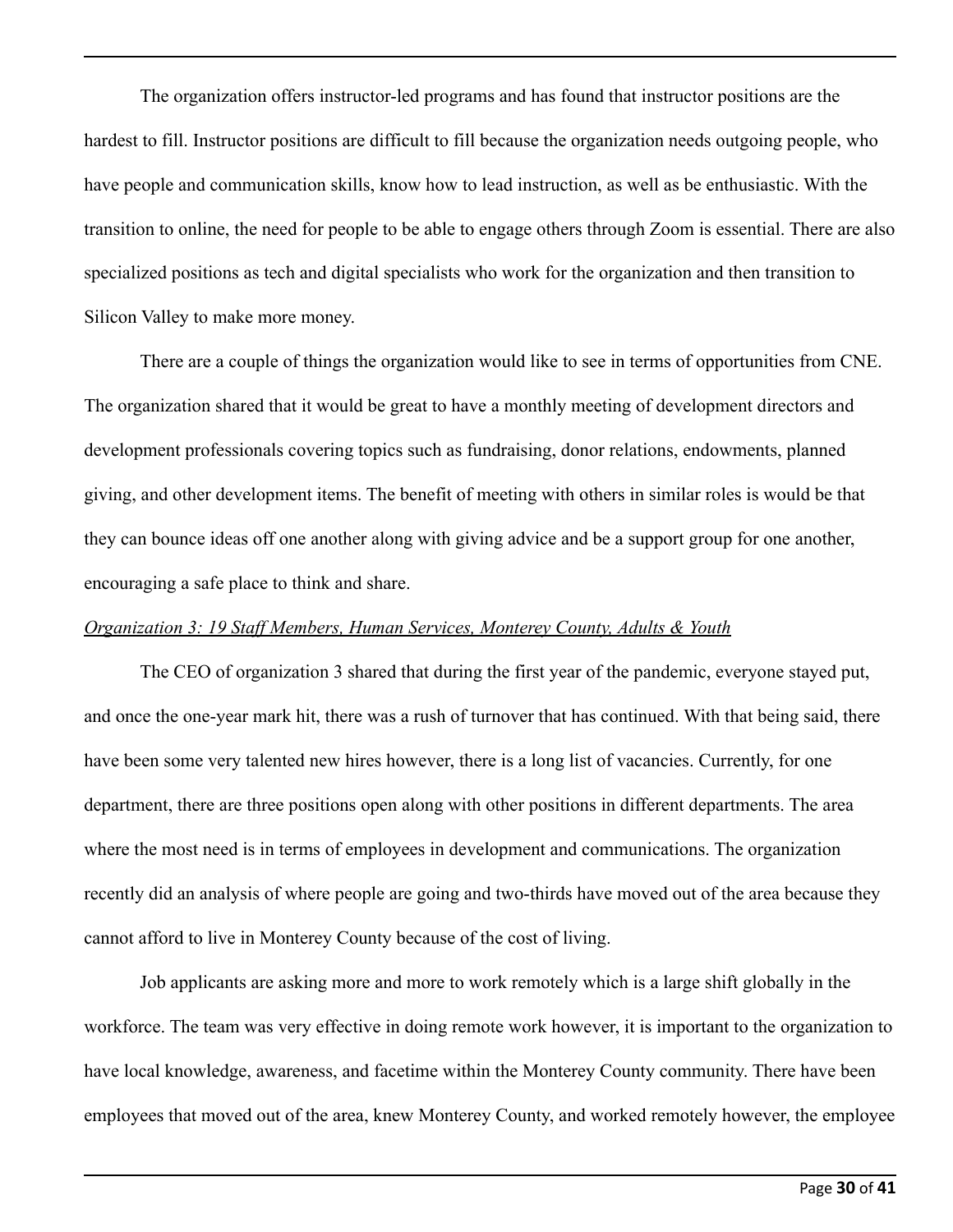The organization offers instructor-led programs and has found that instructor positions are the hardest to fill. Instructor positions are difficult to fill because the organization needs outgoing people, who have people and communication skills, know how to lead instruction, as well as be enthusiastic. With the transition to online, the need for people to be able to engage others through Zoom is essential. There are also specialized positions as tech and digital specialists who work for the organization and then transition to Silicon Valley to make more money.

There are a couple of things the organization would like to see in terms of opportunities from CNE. The organization shared that it would be great to have a monthly meeting of development directors and development professionals covering topics such as fundraising, donor relations, endowments, planned giving, and other development items. The benefit of meeting with others in similar roles is would be that they can bounce ideas off one another along with giving advice and be a support group for one another, encouraging a safe place to think and share.

*Organization 3: 19 Staff Members, Human Services, Monterey County, Adults & Youth*

The CEO of organization 3 shared that during the first year of the pandemic, everyone stayed put, and once the one-year mark hit, there was a rush of turnover that has continued. With that being said, there have been some very talented new hires however, there is a long list of vacancies. Currently, for one department, there are three positions open along with other positions in different departments. The area where the most need is in terms of employees in development and communications. The organization recently did an analysis of where people are going and two-thirds have moved out of the area because they cannot afford to live in Monterey County because of the cost of living.

Job applicants are asking more and more to work remotely which is a large shift globally in the workforce. The team was very effective in doing remote work however, it is important to the organization to have local knowledge, awareness, and facetime within the Monterey County community. There have been employees that moved out of the area, knew Monterey County, and worked remotely however, the employee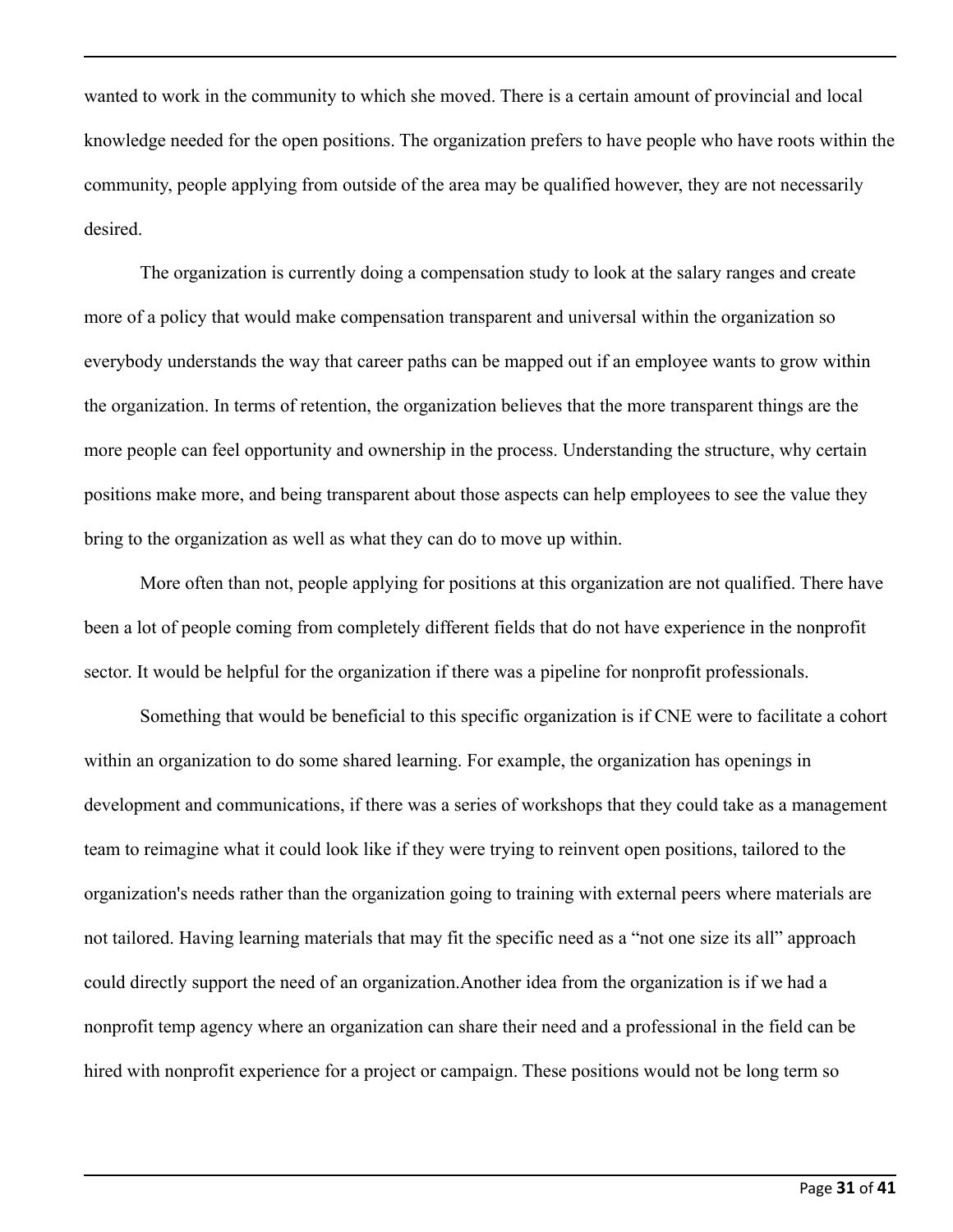wanted to work in the community to which she moved. There is a certain amount of provincial and local knowledge needed for the open positions. The organization prefers to have people who have roots within the community, people applying from outside of the area may be qualified however, they are not necessarily desired.

The organization is currently doing a compensation study to look at the salary ranges and create more of a policy that would make compensation transparent and universal within the organization so everybody understands the way that career paths can be mapped out if an employee wants to grow within the organization. In terms of retention, the organization believes that the more transparent things are the more people can feel opportunity and ownership in the process. Understanding the structure, why certain positions make more, and being transparent about those aspects can help employees to see the value they bring to the organization as well as what they can do to move up within.

More often than not, people applying for positions at this organization are not qualified. There have been a lot of people coming from completely different fields that do not have experience in the nonprofit sector. It would be helpful for the organization if there was a pipeline for nonprofit professionals.

Something that would be beneficial to this specific organization is if CNE were to facilitate a cohort within an organization to do some shared learning. For example, the organization has openings in development and communications, if there was a series of workshops that they could take as a management team to reimagine what it could look like if they were trying to reinvent open positions, tailored to the organization's needs rather than the organization going to training with external peers where materials are not tailored. Having learning materials that may fit the specific need as a "not one size its all" approach could directly support the need of an organization.Another idea from the organization is if we had a nonprofit temp agency where an organization can share their need and a professional in the field can be hired with nonprofit experience for a project or campaign. These positions would not be long term so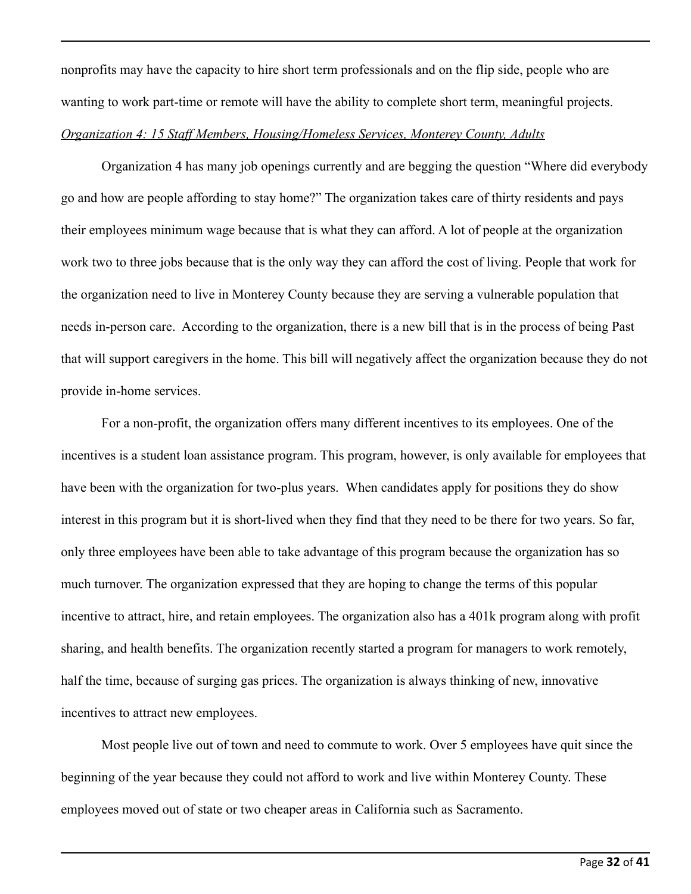nonprofits may have the capacity to hire short term professionals and on the flip side, people who are wanting to work part-time or remote will have the ability to complete short term, meaningful projects.

*Organization 4: 15 Staff Members, Housing/Homeless Services, Monterey County, Adults*

Organization 4 has many job openings currently and are begging the question "Where did everybody go and how are people affording to stay home?" The organization takes care of thirty residents and pays their employees minimum wage because that is what they can afford. A lot of people at the organization work two to three jobs because that is the only way they can afford the cost of living. People that work for the organization need to live in Monterey County because they are serving a vulnerable population that needs in-person care. According to the organization, there is a new bill that is in the process of being Past that will support caregivers in the home. This bill will negatively affect the organization because they do not provide in-home services.

For a non-profit, the organization offers many different incentives to its employees. One of the incentives is a student loan assistance program. This program, however, is only available for employees that have been with the organization for two-plus years. When candidates apply for positions they do show interest in this program but it is short-lived when they find that they need to be there for two years. So far, only three employees have been able to take advantage of this program because the organization has so much turnover. The organization expressed that they are hoping to change the terms of this popular incentive to attract, hire, and retain employees. The organization also has a 401k program along with profit sharing, and health benefits. The organization recently started a program for managers to work remotely, half the time, because of surging gas prices. The organization is always thinking of new, innovative incentives to attract new employees.

Most people live out of town and need to commute to work. Over 5 employees have quit since the beginning of the year because they could not afford to work and live within Monterey County. These employees moved out of state or two cheaper areas in California such as Sacramento.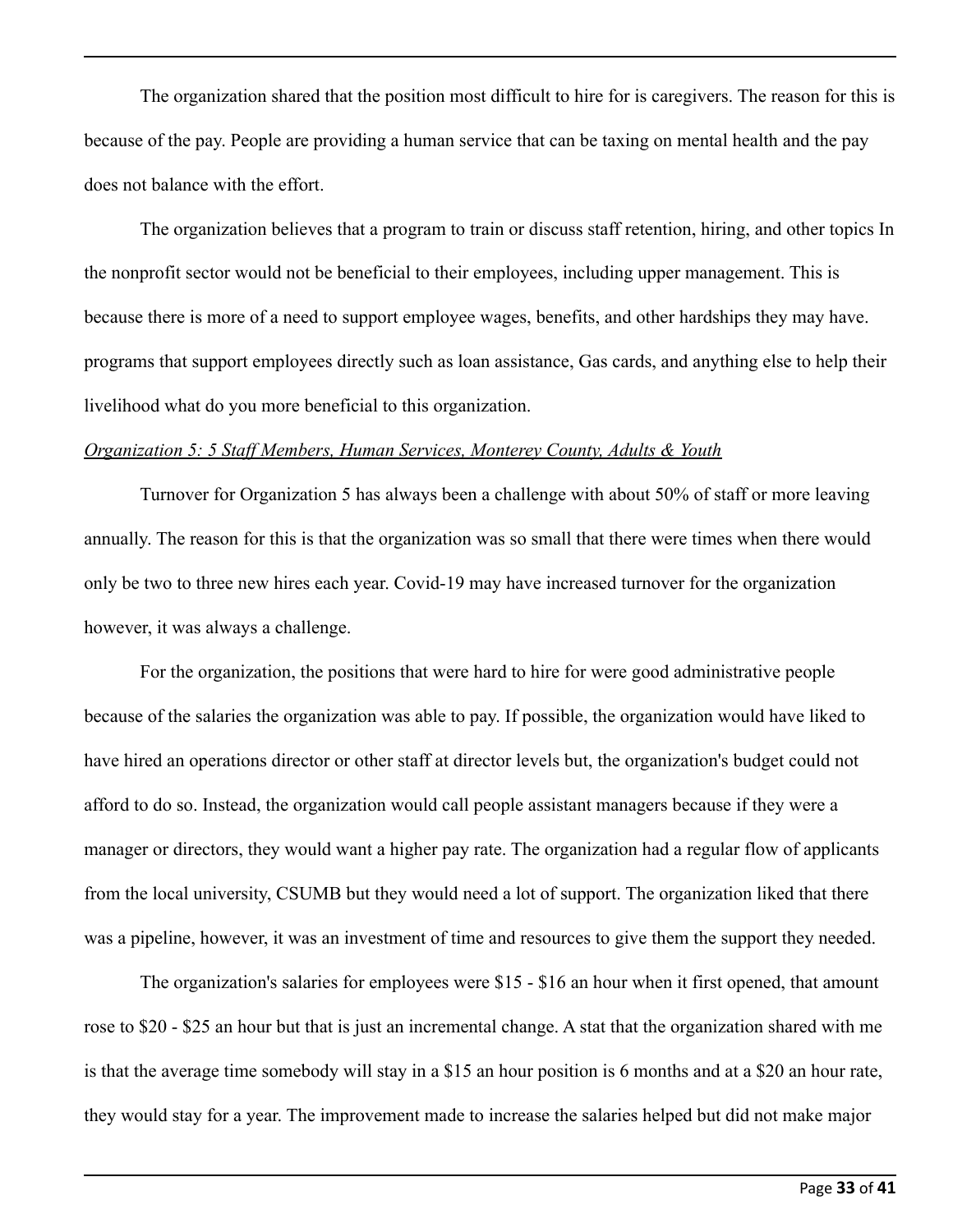The organization shared that the position most difficult to hire for is caregivers. The reason for this is because of the pay. People are providing a human service that can be taxing on mental health and the pay does not balance with the effort.

The organization believes that a program to train or discuss staff retention, hiring, and other topics In the nonprofit sector would not be beneficial to their employees, including upper management. This is because there is more of a need to support employee wages, benefits, and other hardships they may have. programs that support employees directly such as loan assistance, Gas cards, and anything else to help their livelihood what do you more beneficial to this organization.

*Organization 5: 5 Staff Members, Human Services, Monterey County, Adults & Youth*

Turnover for Organization 5 has always been a challenge with about 50% of staff or more leaving annually. The reason for this is that the organization was so small that there were times when there would only be two to three new hires each year. Covid-19 may have increased turnover for the organization however, it was always a challenge.

For the organization, the positions that were hard to hire for were good administrative people because of the salaries the organization was able to pay. If possible, the organization would have liked to have hired an operations director or other staff at director levels but, the organization's budget could not afford to do so. Instead, the organization would call people assistant managers because if they were a manager or directors, they would want a higher pay rate. The organization had a regular flow of applicants from the local university, CSUMB but they would need a lot of support. The organization liked that there was a pipeline, however, it was an investment of time and resources to give them the support they needed.

The organization's salaries for employees were $15 - $16 an hour when it first opened, that amount rose to $20 - $25 an hour but that is just an incremental change. A stat that the organization shared with me is that the average time somebody will stay in a $15 an hour position is 6 months and at a $20 an hour rate, they would stay for a year. The improvement made to increase the salaries helped but did not make major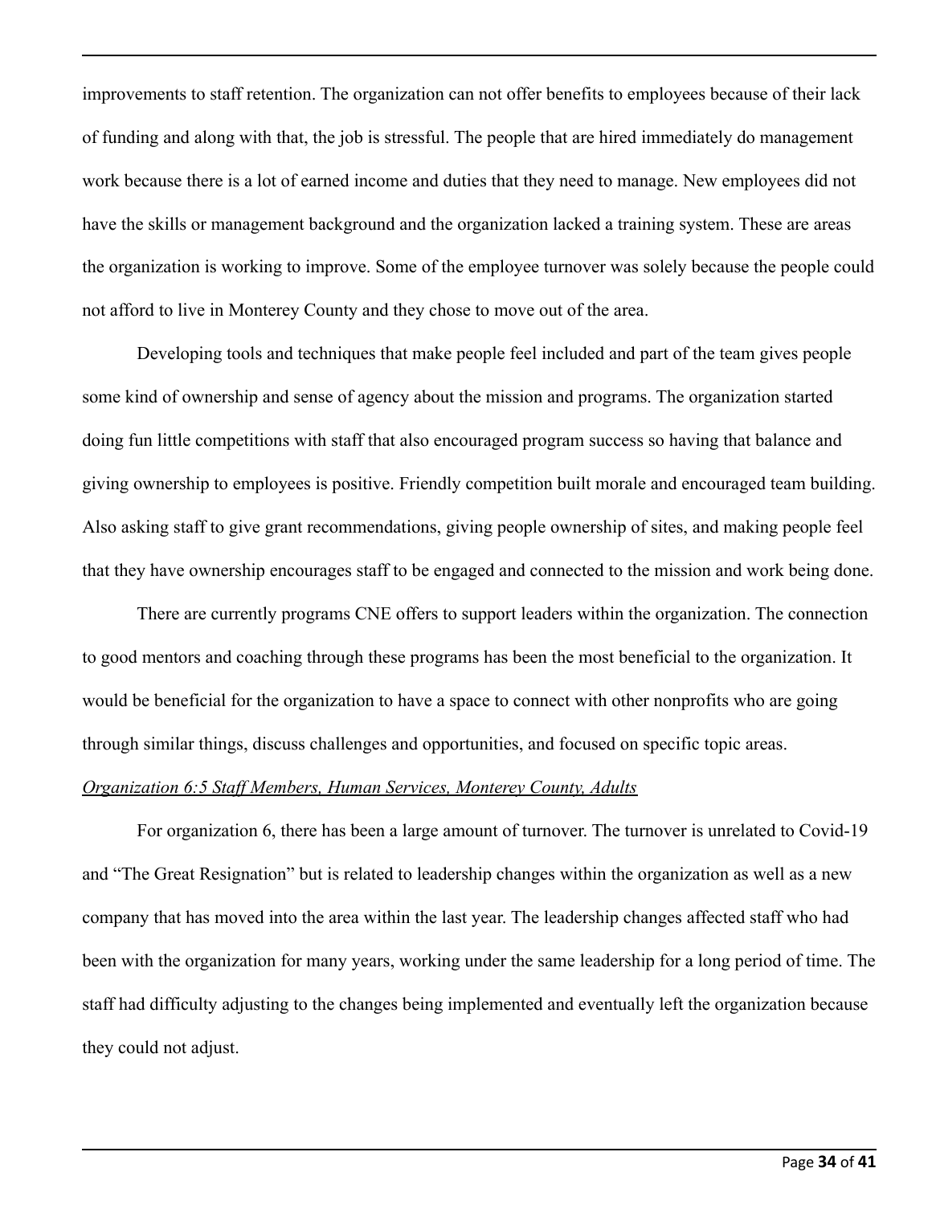improvements to staff retention. The organization can not offer benefits to employees because of their lack of funding and along with that, the job is stressful. The people that are hired immediately do management work because there is a lot of earned income and duties that they need to manage. New employees did not have the skills or management background and the organization lacked a training system. These are areas the organization is working to improve. Some of the employee turnover was solely because the people could not afford to live in Monterey County and they chose to move out of the area.

Developing tools and techniques that make people feel included and part of the team gives people some kind of ownership and sense of agency about the mission and programs. The organization started doing fun little competitions with staff that also encouraged program success so having that balance and giving ownership to employees is positive. Friendly competition built morale and encouraged team building. Also asking staff to give grant recommendations, giving people ownership of sites, and making people feel that they have ownership encourages staff to be engaged and connected to the mission and work being done.

There are currently programs CNE offers to support leaders within the organization. The connection to good mentors and coaching through these programs has been the most beneficial to the organization. It would be beneficial for the organization to have a space to connect with other nonprofits who are going through similar things, discuss challenges and opportunities, and focused on specific topic areas.

*Organization 6:5 Staff Members, Human Services, Monterey County, Adults*

For organization 6, there has been a large amount of turnover. The turnover is unrelated to Covid-19 and "The Great Resignation" but is related to leadership changes within the organization as well as a new company that has moved into the area within the last year. The leadership changes affected staff who had been with the organization for many years, working under the same leadership for a long period of time. The staff had difficulty adjusting to the changes being implemented and eventually left the organization because they could not adjust.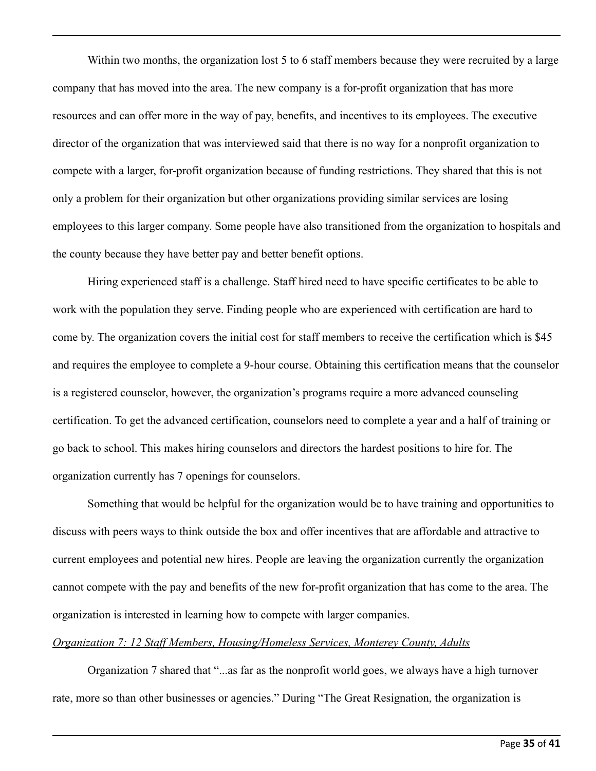Within two months, the organization lost 5 to 6 staff members because they were recruited by a large company that has moved into the area. The new company is a for-profit organization that has more resources and can offer more in the way of pay, benefits, and incentives to its employees. The executive director of the organization that was interviewed said that there is no way for a nonprofit organization to compete with a larger, for-profit organization because of funding restrictions. They shared that this is not only a problem for their organization but other organizations providing similar services are losing employees to this larger company. Some people have also transitioned from the organization to hospitals and the county because they have better pay and better benefit options.

Hiring experienced staff is a challenge. Staff hired need to have specific certificates to be able to work with the population they serve. Finding people who are experienced with certification are hard to come by. The organization covers the initial cost for staff members to receive the certification which is $45 and requires the employee to complete a 9-hour course. Obtaining this certification means that the counselor is a registered counselor, however, the organization's programs require a more advanced counseling certification. To get the advanced certification, counselors need to complete a year and a half of training or go back to school. This makes hiring counselors and directors the hardest positions to hire for. The organization currently has 7 openings for counselors.

Something that would be helpful for the organization would be to have training and opportunities to discuss with peers ways to think outside the box and offer incentives that are affordable and attractive to current employees and potential new hires. People are leaving the organization currently the organization cannot compete with the pay and benefits of the new for-profit organization that has come to the area. The organization is interested in learning how to compete with larger companies.

*Organization 7: 12 Staff Members, Housing/Homeless Services, Monterey County, Adults*

Organization 7 shared that "...as far as the nonprofit world goes, we always have a high turnover rate, more so than other businesses or agencies." During "The Great Resignation, the organization is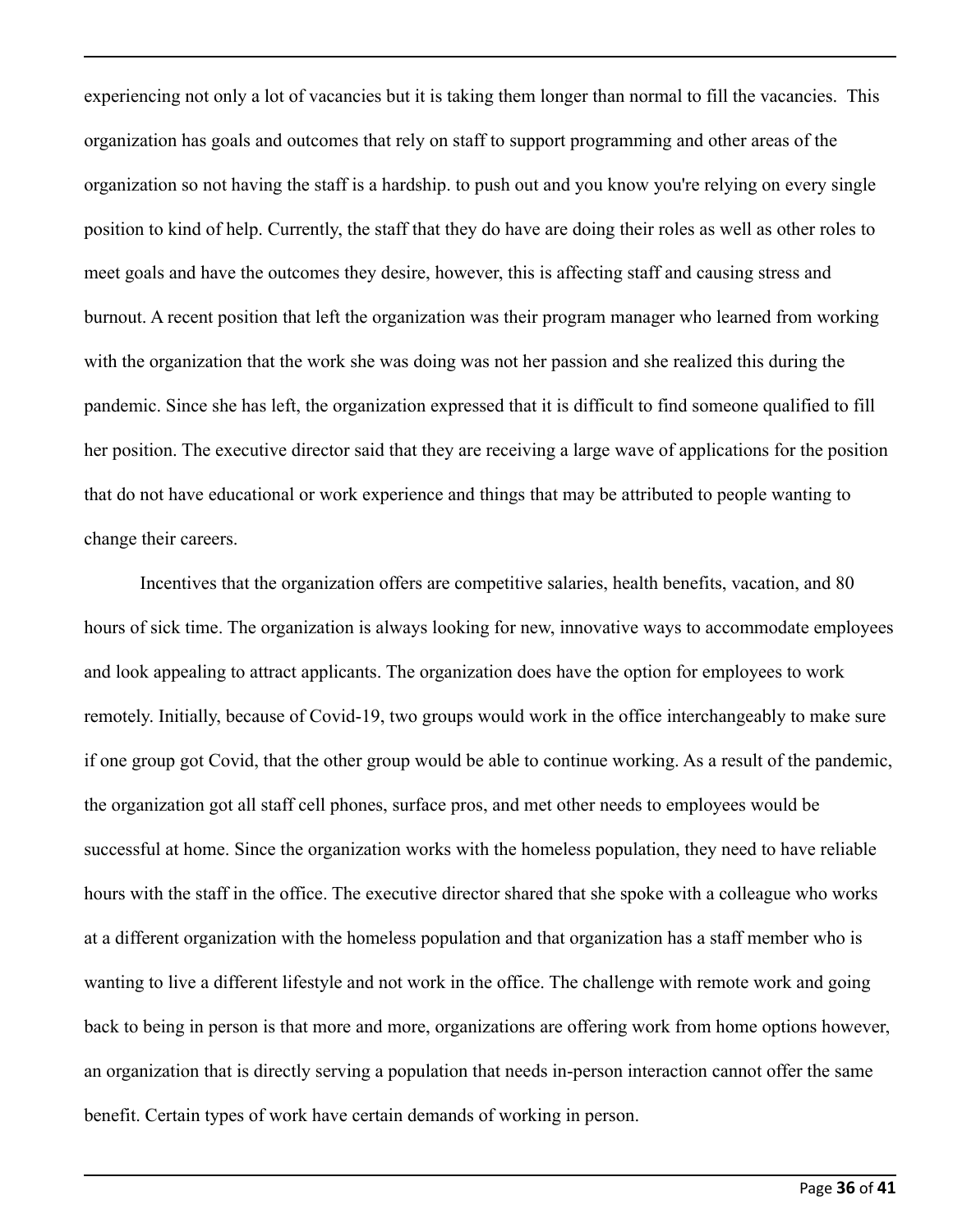experiencing not only a lot of vacancies but it is taking them longer than normal to fill the vacancies. This organization has goals and outcomes that rely on staff to support programming and other areas of the organization so not having the staff is a hardship. to push out and you know you're relying on every single position to kind of help. Currently, the staff that they do have are doing their roles as well as other roles to meet goals and have the outcomes they desire, however, this is affecting staff and causing stress and burnout. A recent position that left the organization was their program manager who learned from working with the organization that the work she was doing was not her passion and she realized this during the pandemic. Since she has left, the organization expressed that it is difficult to find someone qualified to fill her position. The executive director said that they are receiving a large wave of applications for the position that do not have educational or work experience and things that may be attributed to people wanting to change their careers.

Incentives that the organization offers are competitive salaries, health benefits, vacation, and 80 hours of sick time. The organization is always looking for new, innovative ways to accommodate employees and look appealing to attract applicants. The organization does have the option for employees to work remotely. Initially, because of Covid-19, two groups would work in the office interchangeably to make sure if one group got Covid, that the other group would be able to continue working. As a result of the pandemic, the organization got all staff cell phones, surface pros, and met other needs to employees would be successful at home. Since the organization works with the homeless population, they need to have reliable hours with the staff in the office. The executive director shared that she spoke with a colleague who works at a different organization with the homeless population and that organization has a staff member who is wanting to live a different lifestyle and not work in the office. The challenge with remote work and going back to being in person is that more and more, organizations are offering work from home options however, an organization that is directly serving a population that needs in-person interaction cannot offer the same benefit. Certain types of work have certain demands of working in person.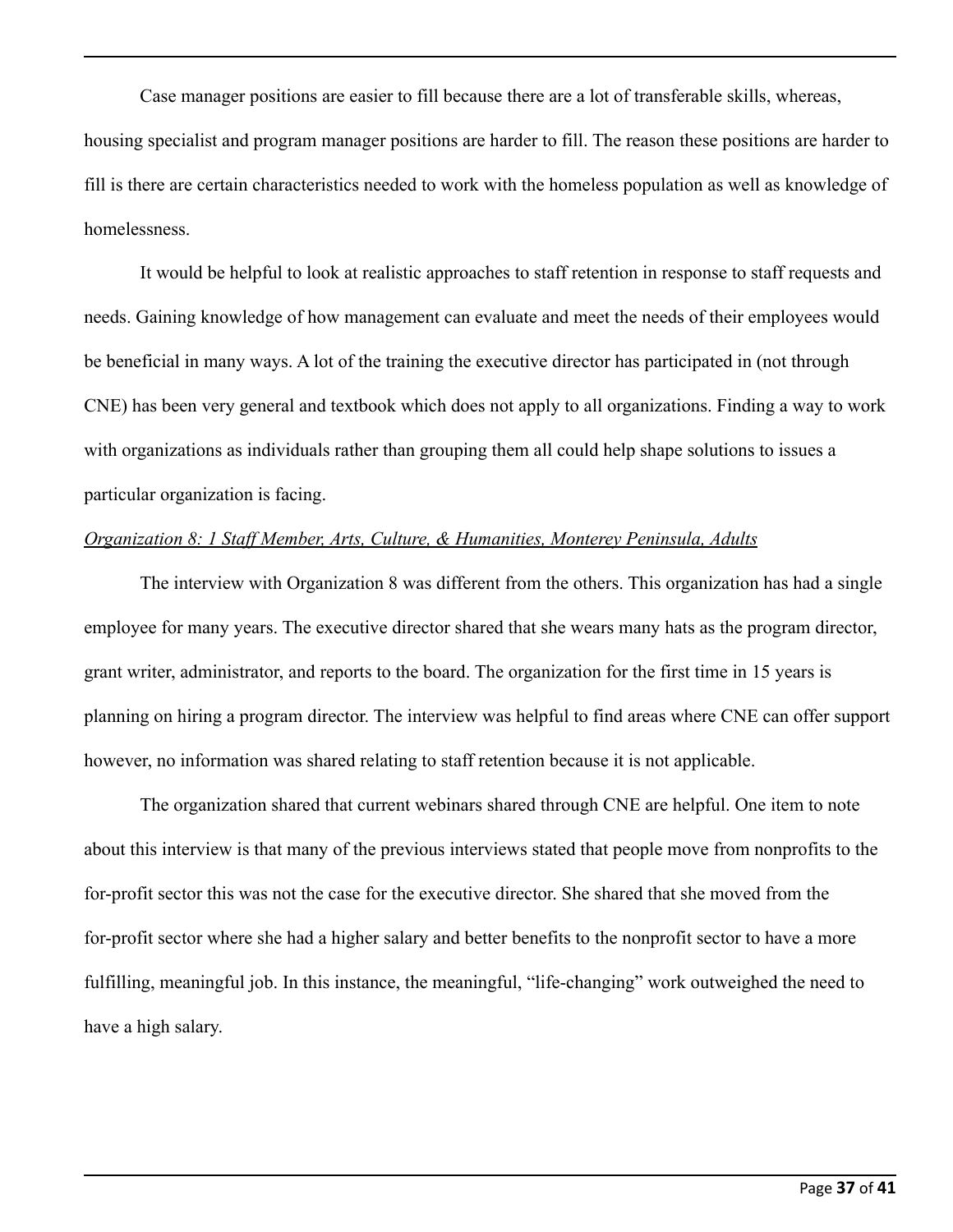Case manager positions are easier to fill because there are a lot of transferable skills, whereas, housing specialist and program manager positions are harder to fill. The reason these positions are harder to fill is there are certain characteristics needed to work with the homeless population as well as knowledge of homelessness.

It would be helpful to look at realistic approaches to staff retention in response to staff requests and needs. Gaining knowledge of how management can evaluate and meet the needs of their employees would be beneficial in many ways. A lot of the training the executive director has participated in (not through CNE) has been very general and textbook which does not apply to all organizations. Finding a way to work with organizations as individuals rather than grouping them all could help shape solutions to issues a particular organization is facing.

*<u>Organization 8: 1 Staff Member, Arts, Culture, & Humanities, Monterey Peninsula, Adults</u>*

The interview with Organization 8 was different from the others. This organization has had a single employee for many years. The executive director shared that she wears many hats as the program director, grant writer, administrator, and reports to the board. The organization for the first time in 15 years is planning on hiring a program director. The interview was helpful to find areas where CNE can offer support however, no information was shared relating to staff retention because it is not applicable.

The organization shared that current webinars shared through CNE are helpful. One item to note about this interview is that many of the previous interviews stated that people move from nonprofits to the for-profit sector this was not the case for the executive director. She shared that she moved from the for-profit sector where she had a higher salary and better benefits to the nonprofit sector to have a more fulfilling, meaningful job. In this instance, the meaningful, "life-changing" work outweighed the need to have a high salary.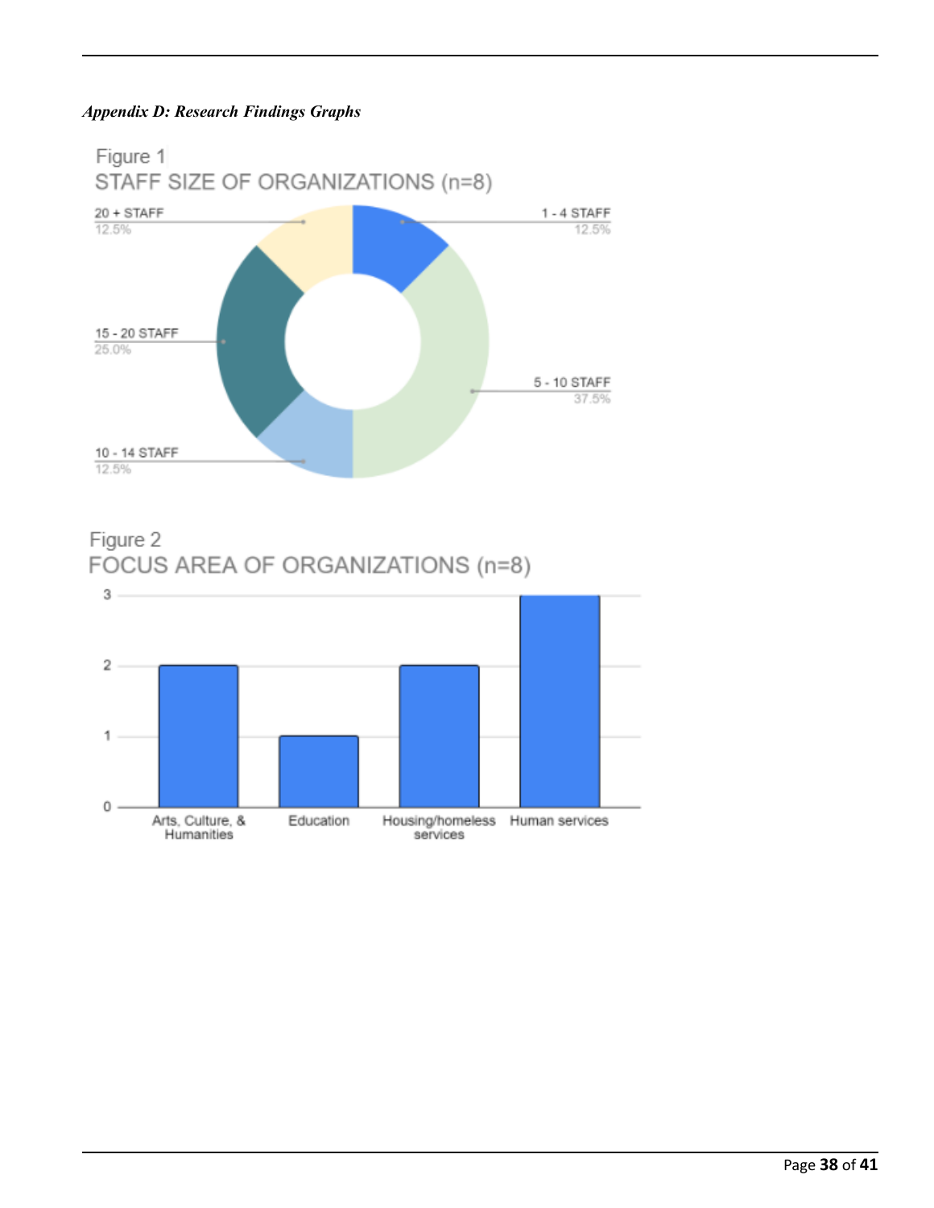*Appendix D: Research Findings Graphs*

Figure 1
STAFF SIZE OF ORGANIZATIONS (n=8)

| Staff Size | Percentage |
|---|---|
| 1 - 4 STAFF | 12.5% |
| 5 - 10 STAFF | 37.5% |
| 10 - 14 STAFF | 12.5% |
| 15 - 20 STAFF | 25.0% |
| 20 + STAFF | 12.5% |

Figure 2
FOCUS AREA OF ORGANIZATIONS (n=8)

| Focus Area | Count |
|---|---|
| Arts, Culture, & Humanities | 2 |
| Education | 1 |
| Housing/homeless services | 2 |
| Human services | 3 |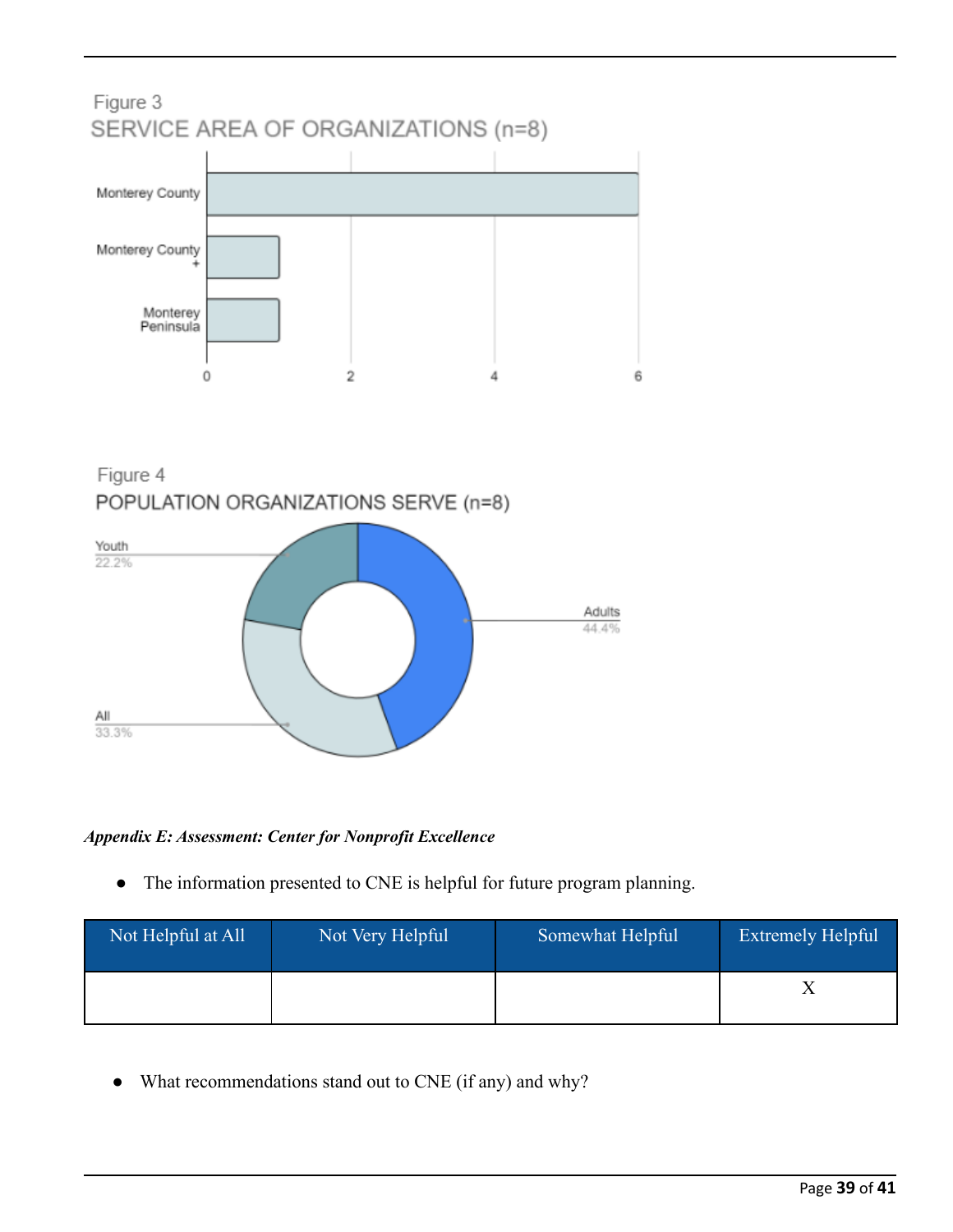Figure 3

SERVICE AREA OF ORGANIZATIONS (n=8)

| Service Area | Count |
|---|---|
| Monterey County | 6 |
| Monterey County + | 1 |
| Monterey Peninsula | 1 |

Figure 4

POPULATION ORGANIZATIONS SERVE (n=8)

| Population | Percentage |
|---|---|
| Adults | 44.4% |
| All | 33.3% |
| Youth | 22.2% |

*Appendix E: Assessment: Center for Nonprofit Excellence*

- The information presented to CNE is helpful for future program planning.

| Not Helpful at All | Not Very Helpful | Somewhat Helpful | Extremely Helpful |
|---|---|---|---|
| | | | X |

- What recommendations stand out to CNE (if any) and why?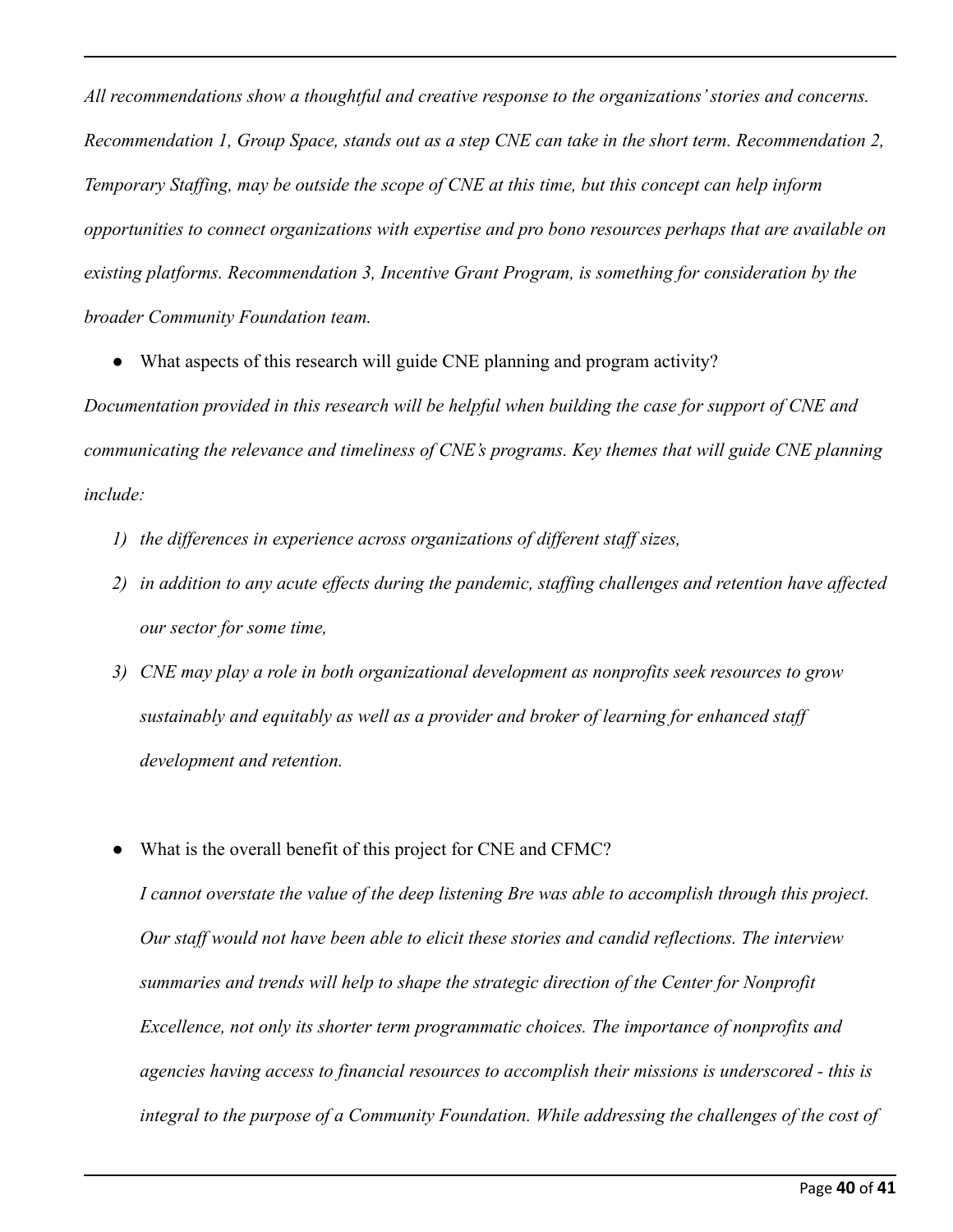*All recommendations show a thoughtful and creative response to the organizations' stories and concerns. Recommendation 1, Group Space, stands out as a step CNE can take in the short term. Recommendation 2, Temporary Staffing, may be outside the scope of CNE at this time, but this concept can help inform opportunities to connect organizations with expertise and pro bono resources perhaps that are available on existing platforms. Recommendation 3, Incentive Grant Program, is something for consideration by the broader Community Foundation team.*

- What aspects of this research will guide CNE planning and program activity?

*Documentation provided in this research will be helpful when building the case for support of CNE and communicating the relevance and timeliness of CNE's programs. Key themes that will guide CNE planning include:*

1) *the differences in experience across organizations of different staff sizes,*
2) *in addition to any acute effects during the pandemic, staffing challenges and retention have affected our sector for some time,*
3) *CNE may play a role in both organizational development as nonprofits seek resources to grow sustainably and equitably as well as a provider and broker of learning for enhanced staff development and retention.*

- What is the overall benefit of this project for CNE and CFMC?

  *I cannot overstate the value of the deep listening Bre was able to accomplish through this project. Our staff would not have been able to elicit these stories and candid reflections. The interview summaries and trends will help to shape the strategic direction of the Center for Nonprofit Excellence, not only its shorter term programmatic choices. The importance of nonprofits and agencies having access to financial resources to accomplish their missions is underscored - this is integral to the purpose of a Community Foundation. While addressing the challenges of the cost of*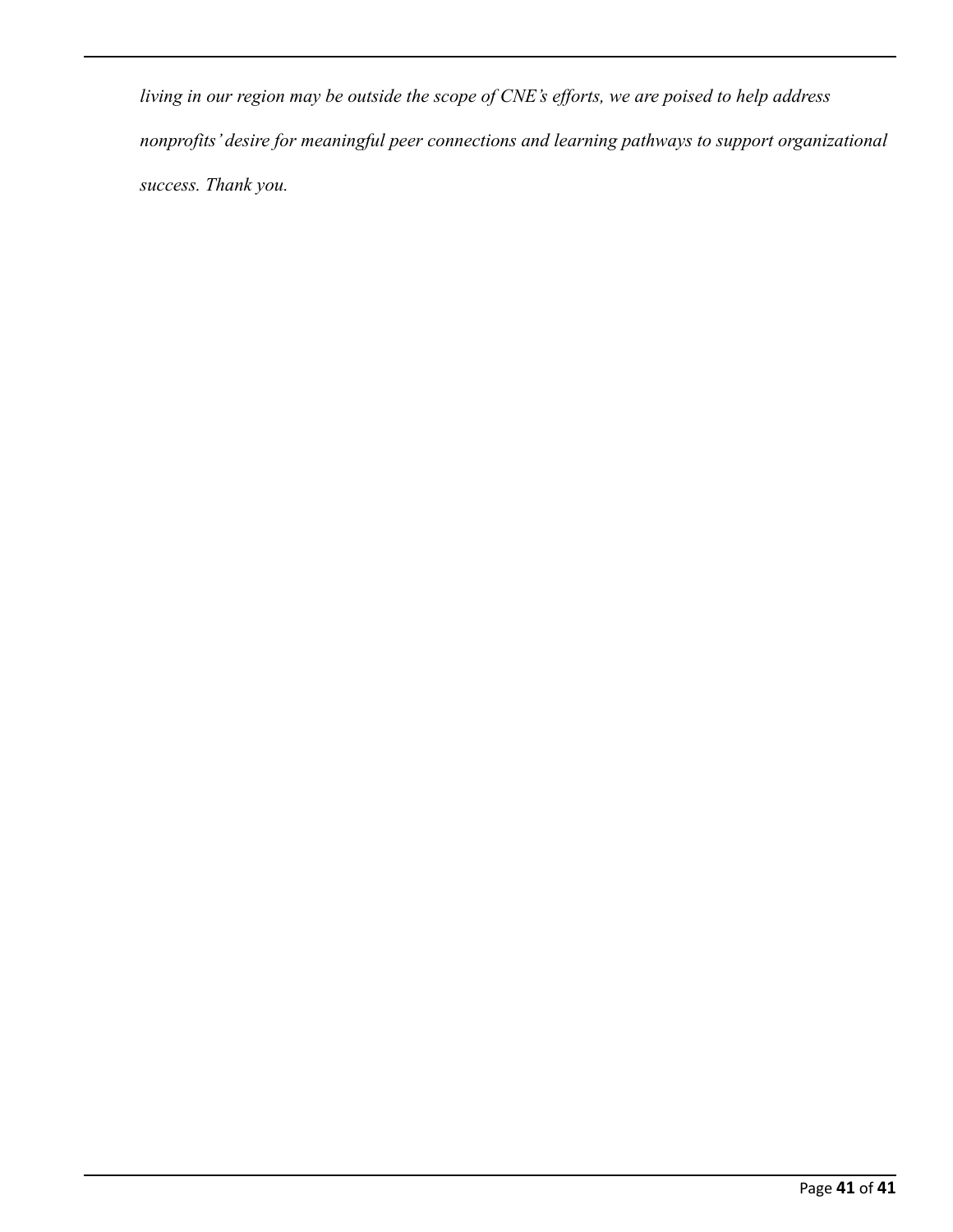*living in our region may be outside the scope of CNE's efforts, we are poised to help address nonprofits' desire for meaningful peer connections and learning pathways to support organizational success. Thank you.*